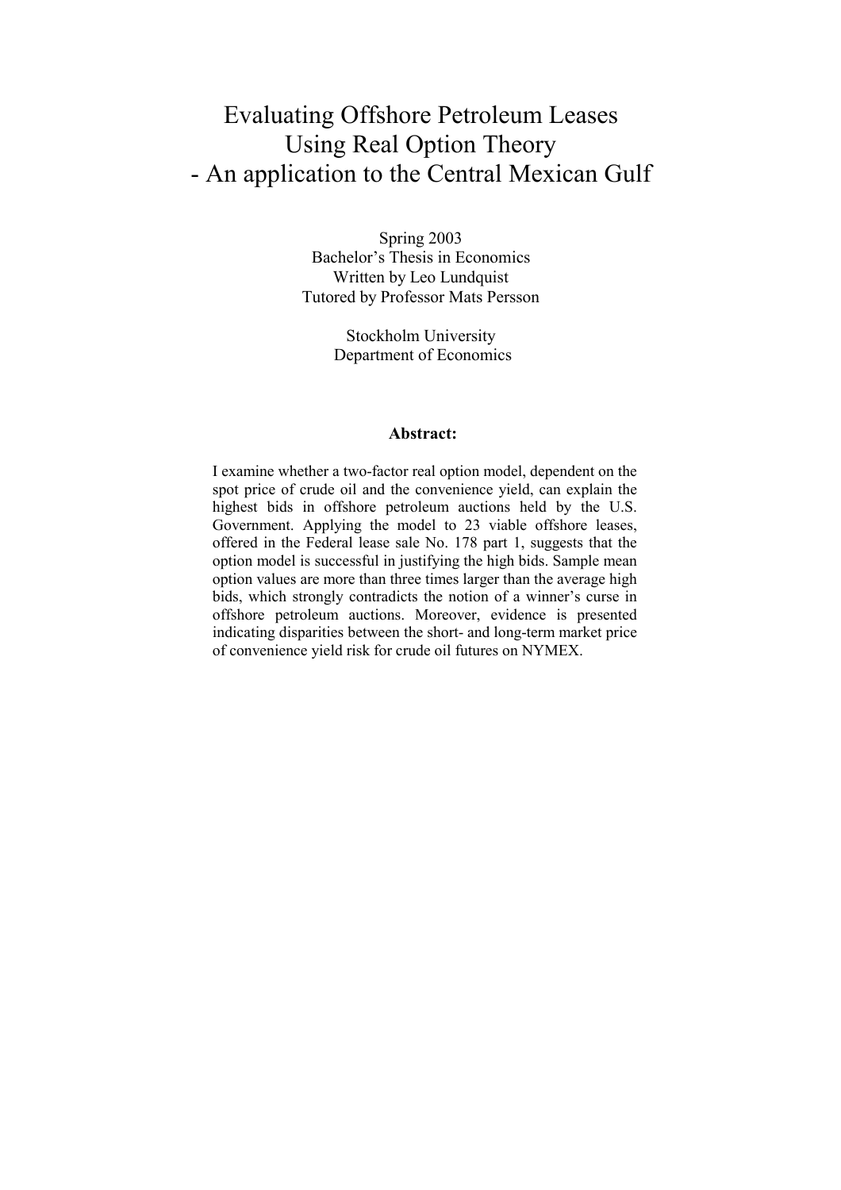# Evaluating Offshore Petroleum Leases Using Real Option Theory - An application to the Central Mexican Gulf

Spring 2003
Bachelor's Thesis in Economics
Written by Leo Lundquist
Tutored by Professor Mats Persson

Stockholm University
Department of Economics

**Abstract:**

I examine whether a two-factor real option model, dependent on the spot price of crude oil and the convenience yield, can explain the highest bids in offshore petroleum auctions held by the U.S. Government. Applying the model to 23 viable offshore leases, offered in the Federal lease sale No. 178 part 1, suggests that the option model is successful in justifying the high bids. Sample mean option values are more than three times larger than the average high bids, which strongly contradicts the notion of a winner's curse in offshore petroleum auctions. Moreover, evidence is presented indicating disparities between the short- and long-term market price of convenience yield risk for crude oil futures on NYMEX.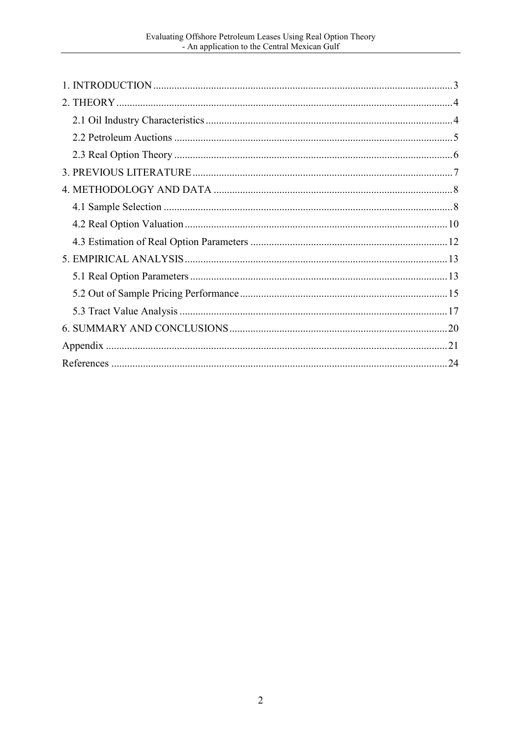1. INTRODUCTION ........................................................................................................ 3
2. THEORY ..................................................................................................................... 4
    2.1 Oil Industry Characteristics .................................................................................. 4
    2.2 Petroleum Auctions ............................................................................................... 5
    2.3 Real Option Theory ............................................................................................... 6
3. PREVIOUS LITERATURE ........................................................................................ 7
4. METHODOLOGY AND DATA ................................................................................. 8
    4.1 Sample Selection .................................................................................................... 8
    4.2 Real Option Valuation .......................................................................................... 10
    4.3 Estimation of Real Option Parameters ................................................................ 12
5. EMPIRICAL ANALYSIS .......................................................................................... 13
    5.1 Real Option Parameters ....................................................................................... 13
    5.2 Out of Sample Pricing Performance .................................................................... 15
    5.3 Tract Value Analysis ............................................................................................ 17
6. SUMMARY AND CONCLUSIONS ........................................................................ 20
Appendix ...................................................................................................................... 21
References .................................................................................................................... 24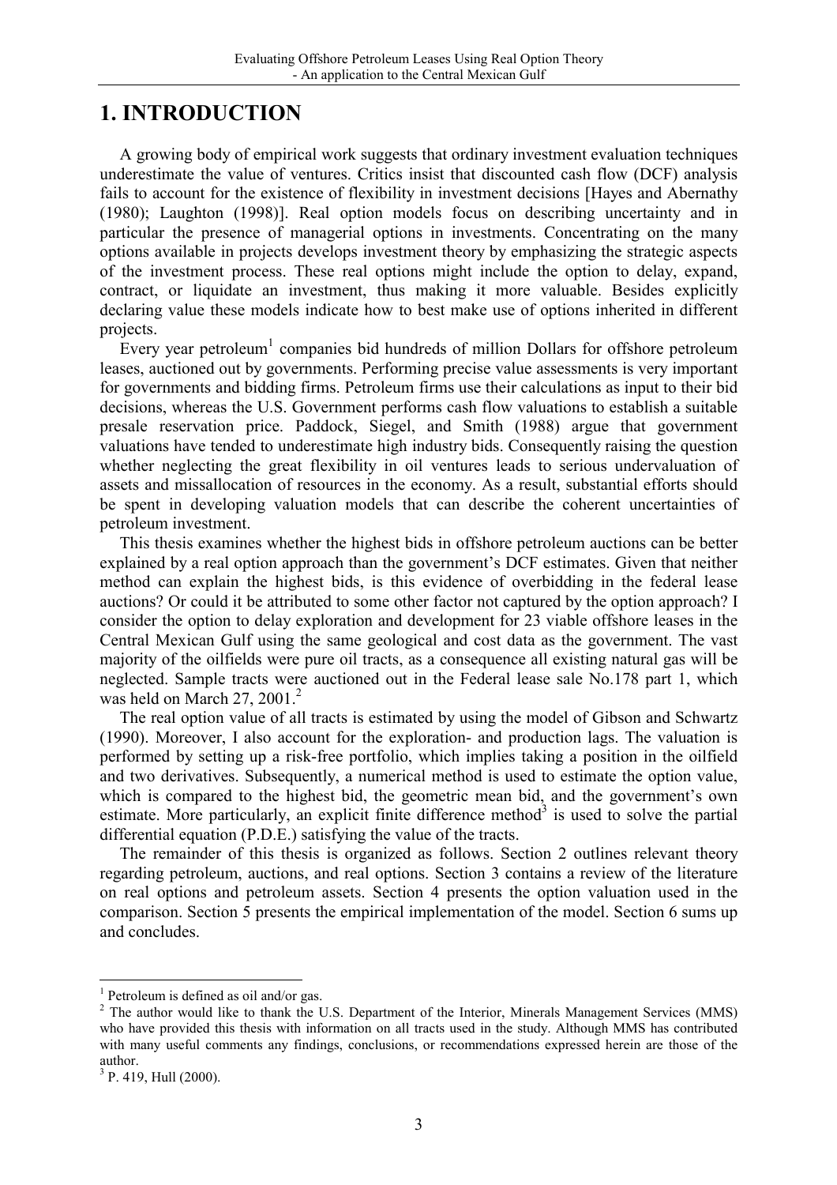# 1. INTRODUCTION

A growing body of empirical work suggests that ordinary investment evaluation techniques underestimate the value of ventures. Critics insist that discounted cash flow (DCF) analysis fails to account for the existence of flexibility in investment decisions [Hayes and Abernathy (1980); Laughton (1998)]. Real option models focus on describing uncertainty and in particular the presence of managerial options in investments. Concentrating on the many options available in projects develops investment theory by emphasizing the strategic aspects of the investment process. These real options might include the option to delay, expand, contract, or liquidate an investment, thus making it more valuable. Besides explicitly declaring value these models indicate how to best make use of options inherited in different projects.

Every year petroleum[1] companies bid hundreds of million Dollars for offshore petroleum leases, auctioned out by governments. Performing precise value assessments is very important for governments and bidding firms. Petroleum firms use their calculations as input to their bid decisions, whereas the U.S. Government performs cash flow valuations to establish a suitable presale reservation price. Paddock, Siegel, and Smith (1988) argue that government valuations have tended to underestimate high industry bids. Consequently raising the question whether neglecting the great flexibility in oil ventures leads to serious undervaluation of assets and missallocation of resources in the economy. As a result, substantial efforts should be spent in developing valuation models that can describe the coherent uncertainties of petroleum investment.

This thesis examines whether the highest bids in offshore petroleum auctions can be better explained by a real option approach than the government's DCF estimates. Given that neither method can explain the highest bids, is this evidence of overbidding in the federal lease auctions? Or could it be attributed to some other factor not captured by the option approach? I consider the option to delay exploration and development for 23 viable offshore leases in the Central Mexican Gulf using the same geological and cost data as the government. The vast majority of the oilfields were pure oil tracts, as a consequence all existing natural gas will be neglected. Sample tracts were auctioned out in the Federal lease sale No.178 part 1, which was held on March 27, 2001.[2]

The real option value of all tracts is estimated by using the model of Gibson and Schwartz (1990). Moreover, I also account for the exploration- and production lags. The valuation is performed by setting up a risk-free portfolio, which implies taking a position in the oilfield and two derivatives. Subsequently, a numerical method is used to estimate the option value, which is compared to the highest bid, the geometric mean bid, and the government's own estimate. More particularly, an explicit finite difference method[3] is used to solve the partial differential equation (P.D.E.) satisfying the value of the tracts.

The remainder of this thesis is organized as follows. Section 2 outlines relevant theory regarding petroleum, auctions, and real options. Section 3 contains a review of the literature on real options and petroleum assets. Section 4 presents the option valuation used in the comparison. Section 5 presents the empirical implementation of the model. Section 6 sums up and concludes.

---

[1] Petroleum is defined as oil and/or gas.

[2] The author would like to thank the U.S. Department of the Interior, Minerals Management Services (MMS) who have provided this thesis with information on all tracts used in the study. Although MMS has contributed with many useful comments any findings, conclusions, or recommendations expressed herein are those of the author.

[3] P. 419, Hull (2000).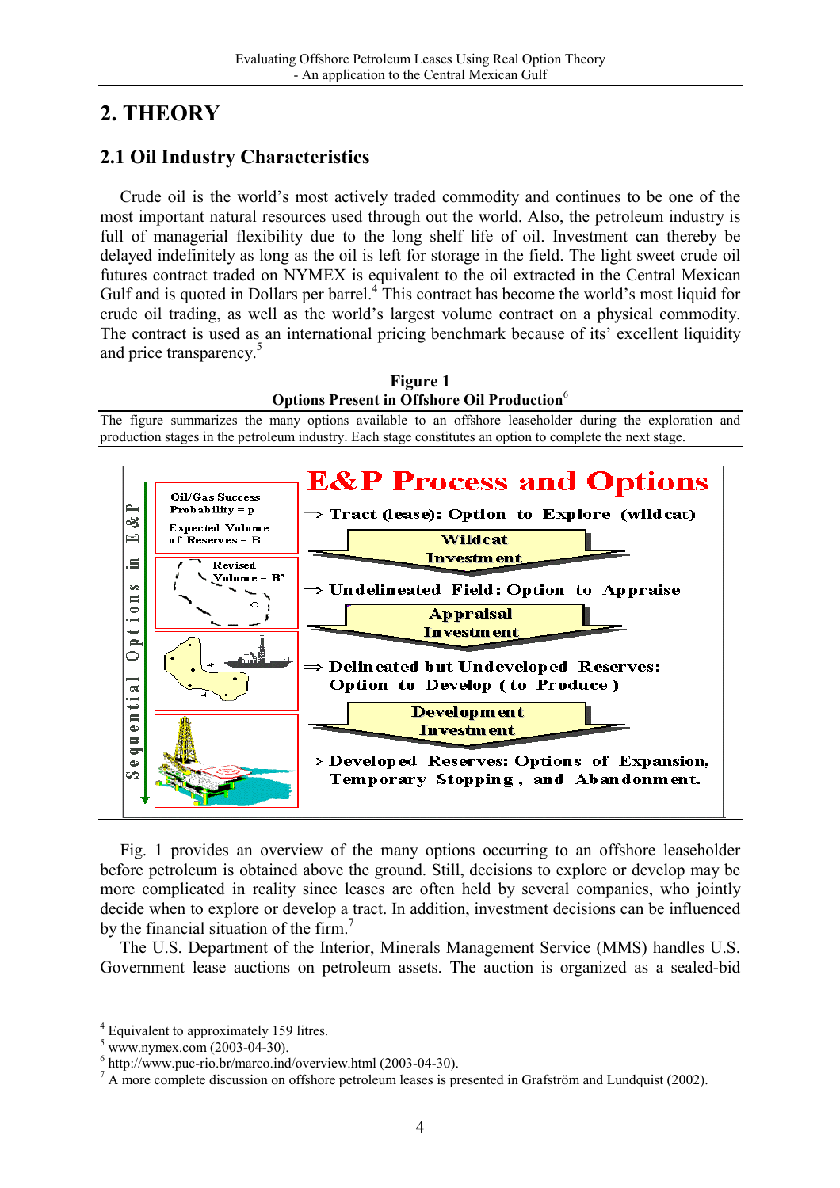# 2. THEORY

## 2.1 Oil Industry Characteristics

Crude oil is the world's most actively traded commodity and continues to be one of the most important natural resources used through out the world. Also, the petroleum industry is full of managerial flexibility due to the long shelf life of oil. Investment can thereby be delayed indefinitely as long as the oil is left for storage in the field. The light sweet crude oil futures contract traded on NYMEX is equivalent to the oil extracted in the Central Mexican Gulf and is quoted in Dollars per barrel.[4] This contract has become the world's most liquid for crude oil trading, as well as the world's largest volume contract on a physical commodity. The contract is used as an international pricing benchmark because of its' excellent liquidity and price transparency.[5]

**Figure 1**
**Options Present in Offshore Oil Production**[6]

The figure summarizes the many options available to an offshore leaseholder during the exploration and production stages in the petroleum industry. Each stage constitutes an option to complete the next stage.

**E&P Process and Options**

Sequential Options in E&P

- Oil/Gas Success Probability = p; Expected Volume of Reserves = B
  ⇒ Tract (lease): Option to Explore (wildcat)
  Wildcat Investment
- Revised Volume = B'
  ⇒ Undelineated Field: Option to Appraise
  Appraisal Investment
- ⇒ Delineated but Undeveloped Reserves: Option to Develop (to Produce)
  Development Investment
- ⇒ Developed Reserves: Options of Expansion, Temporary Stopping, and Abandonment.

Fig. 1 provides an overview of the many options occurring to an offshore leaseholder before petroleum is obtained above the ground. Still, decisions to explore or develop may be more complicated in reality since leases are often held by several companies, who jointly decide when to explore or develop a tract. In addition, investment decisions can be influenced by the financial situation of the firm.[7]

The U.S. Department of the Interior, Minerals Management Service (MMS) handles U.S. Government lease auctions on petroleum assets. The auction is organized as a sealed-bid

[4] Equivalent to approximately 159 litres.
[5] www.nymex.com (2003-04-30).
[6] http://www.puc-rio.br/marco.ind/overview.html (2003-04-30).
[7] A more complete discussion on offshore petroleum leases is presented in Grafström and Lundquist (2002).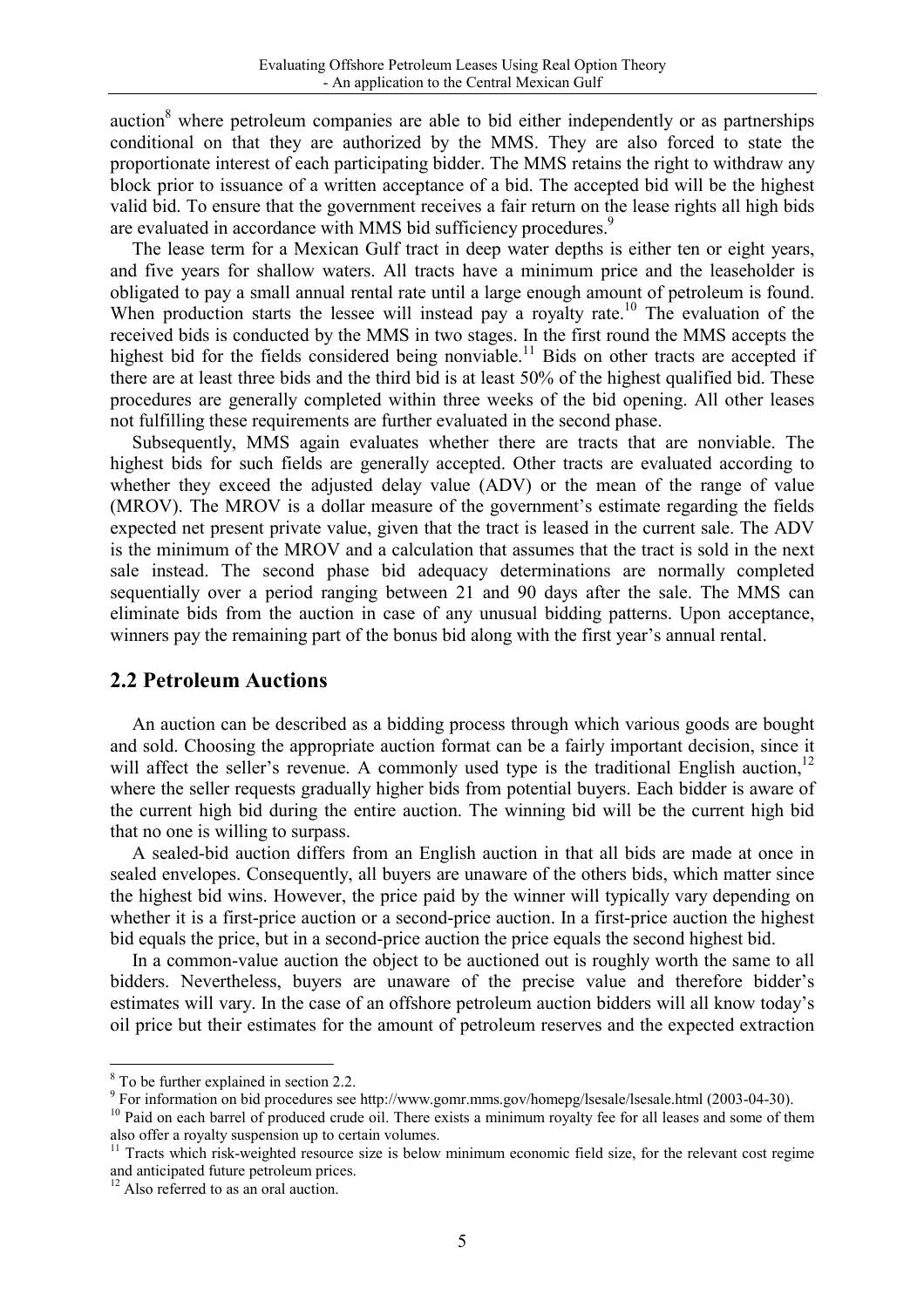auction[8] where petroleum companies are able to bid either independently or as partnerships conditional on that they are authorized by the MMS. They are also forced to state the proportionate interest of each participating bidder. The MMS retains the right to withdraw any block prior to issuance of a written acceptance of a bid. The accepted bid will be the highest valid bid. To ensure that the government receives a fair return on the lease rights all high bids are evaluated in accordance with MMS bid sufficiency procedures.[9]

The lease term for a Mexican Gulf tract in deep water depths is either ten or eight years, and five years for shallow waters. All tracts have a minimum price and the leaseholder is obligated to pay a small annual rental rate until a large enough amount of petroleum is found. When production starts the lessee will instead pay a royalty rate.[10] The evaluation of the received bids is conducted by the MMS in two stages. In the first round the MMS accepts the highest bid for the fields considered being nonviable.[11] Bids on other tracts are accepted if there are at least three bids and the third bid is at least 50% of the highest qualified bid. These procedures are generally completed within three weeks of the bid opening. All other leases not fulfilling these requirements are further evaluated in the second phase.

Subsequently, MMS again evaluates whether there are tracts that are nonviable. The highest bids for such fields are generally accepted. Other tracts are evaluated according to whether they exceed the adjusted delay value (ADV) or the mean of the range of value (MROV). The MROV is a dollar measure of the government's estimate regarding the fields expected net present private value, given that the tract is leased in the current sale. The ADV is the minimum of the MROV and a calculation that assumes that the tract is sold in the next sale instead. The second phase bid adequacy determinations are normally completed sequentially over a period ranging between 21 and 90 days after the sale. The MMS can eliminate bids from the auction in case of any unusual bidding patterns. Upon acceptance, winners pay the remaining part of the bonus bid along with the first year's annual rental.

## 2.2 Petroleum Auctions

An auction can be described as a bidding process through which various goods are bought and sold. Choosing the appropriate auction format can be a fairly important decision, since it will affect the seller's revenue. A commonly used type is the traditional English auction,[12] where the seller requests gradually higher bids from potential buyers. Each bidder is aware of the current high bid during the entire auction. The winning bid will be the current high bid that no one is willing to surpass.

A sealed-bid auction differs from an English auction in that all bids are made at once in sealed envelopes. Consequently, all buyers are unaware of the others bids, which matter since the highest bid wins. However, the price paid by the winner will typically vary depending on whether it is a first-price auction or a second-price auction. In a first-price auction the highest bid equals the price, but in a second-price auction the price equals the second highest bid.

In a common-value auction the object to be auctioned out is roughly worth the same to all bidders. Nevertheless, buyers are unaware of the precise value and therefore bidder's estimates will vary. In the case of an offshore petroleum auction bidders will all know today's oil price but their estimates for the amount of petroleum reserves and the expected extraction

---

[8] To be further explained in section 2.2.

[9] For information on bid procedures see http://www.gomr.mms.gov/homepg/lsesale/lsesale.html (2003-04-30).

[10] Paid on each barrel of produced crude oil. There exists a minimum royalty fee for all leases and some of them also offer a royalty suspension up to certain volumes.

[11] Tracts which risk-weighted resource size is below minimum economic field size, for the relevant cost regime and anticipated future petroleum prices.

[12] Also referred to as an oral auction.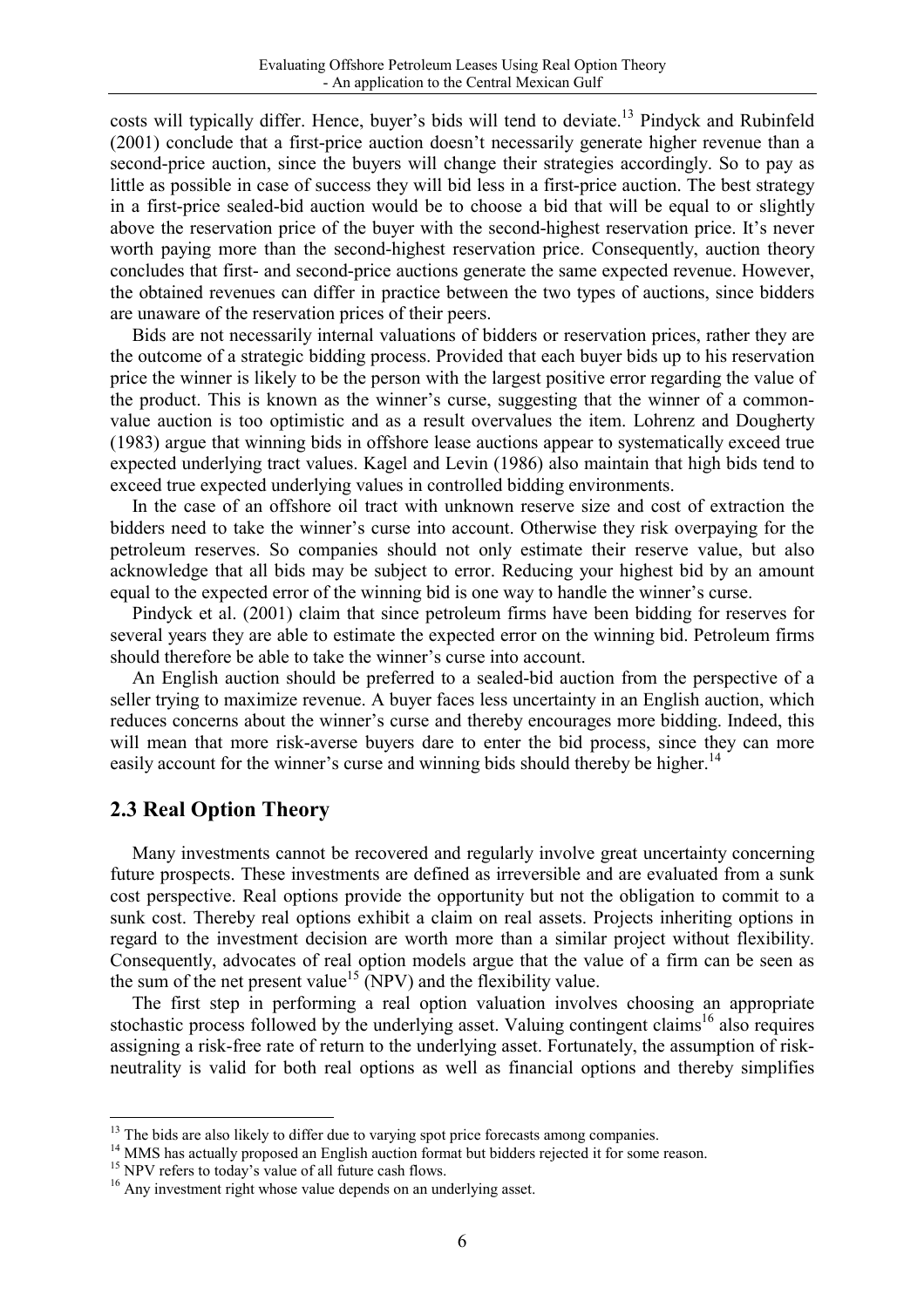costs will typically differ. Hence, buyer's bids will tend to deviate.[13] Pindyck and Rubinfeld (2001) conclude that a first-price auction doesn't necessarily generate higher revenue than a second-price auction, since the buyers will change their strategies accordingly. So to pay as little as possible in case of success they will bid less in a first-price auction. The best strategy in a first-price sealed-bid auction would be to choose a bid that will be equal to or slightly above the reservation price of the buyer with the second-highest reservation price. It's never worth paying more than the second-highest reservation price. Consequently, auction theory concludes that first- and second-price auctions generate the same expected revenue. However, the obtained revenues can differ in practice between the two types of auctions, since bidders are unaware of the reservation prices of their peers.

Bids are not necessarily internal valuations of bidders or reservation prices, rather they are the outcome of a strategic bidding process. Provided that each buyer bids up to his reservation price the winner is likely to be the person with the largest positive error regarding the value of the product. This is known as the winner's curse, suggesting that the winner of a common-value auction is too optimistic and as a result overvalues the item. Lohrenz and Dougherty (1983) argue that winning bids in offshore lease auctions appear to systematically exceed true expected underlying tract values. Kagel and Levin (1986) also maintain that high bids tend to exceed true expected underlying values in controlled bidding environments.

In the case of an offshore oil tract with unknown reserve size and cost of extraction the bidders need to take the winner's curse into account. Otherwise they risk overpaying for the petroleum reserves. So companies should not only estimate their reserve value, but also acknowledge that all bids may be subject to error. Reducing your highest bid by an amount equal to the expected error of the winning bid is one way to handle the winner's curse.

Pindyck et al. (2001) claim that since petroleum firms have been bidding for reserves for several years they are able to estimate the expected error on the winning bid. Petroleum firms should therefore be able to take the winner's curse into account.

An English auction should be preferred to a sealed-bid auction from the perspective of a seller trying to maximize revenue. A buyer faces less uncertainty in an English auction, which reduces concerns about the winner's curse and thereby encourages more bidding. Indeed, this will mean that more risk-averse buyers dare to enter the bid process, since they can more easily account for the winner's curse and winning bids should thereby be higher.[14]

## 2.3 Real Option Theory

Many investments cannot be recovered and regularly involve great uncertainty concerning future prospects. These investments are defined as irreversible and are evaluated from a sunk cost perspective. Real options provide the opportunity but not the obligation to commit to a sunk cost. Thereby real options exhibit a claim on real assets. Projects inheriting options in regard to the investment decision are worth more than a similar project without flexibility. Consequently, advocates of real option models argue that the value of a firm can be seen as the sum of the net present value[15] (NPV) and the flexibility value.

The first step in performing a real option valuation involves choosing an appropriate stochastic process followed by the underlying asset. Valuing contingent claims[16] also requires assigning a risk-free rate of return to the underlying asset. Fortunately, the assumption of risk-neutrality is valid for both real options as well as financial options and thereby simplifies

[13] The bids are also likely to differ due to varying spot price forecasts among companies.

[14] MMS has actually proposed an English auction format but bidders rejected it for some reason.

[15] NPV refers to today's value of all future cash flows.

[16] Any investment right whose value depends on an underlying asset.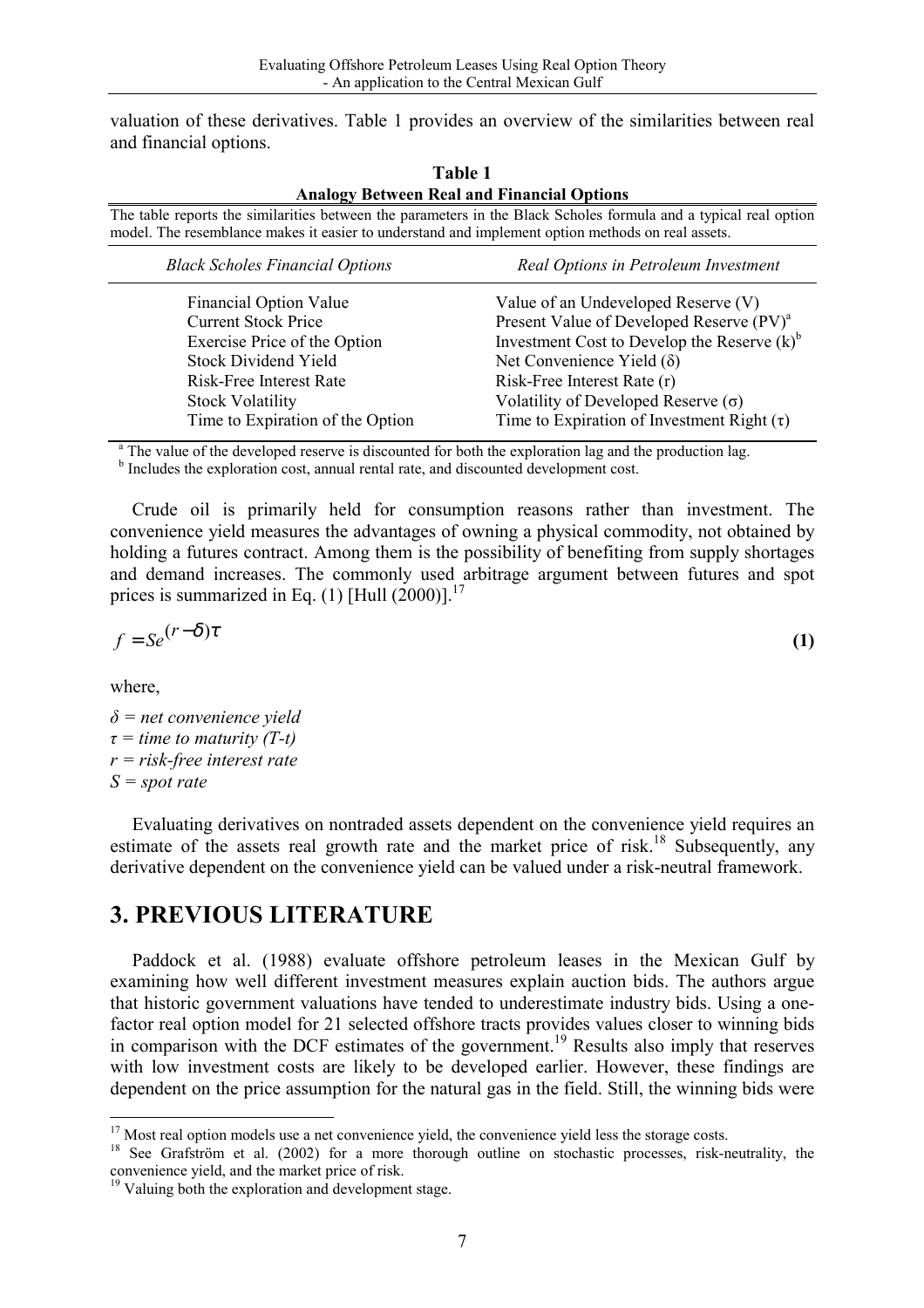valuation of these derivatives. Table 1 provides an overview of the similarities between real and financial options.

**Table 1**
**Analogy Between Real and Financial Options**

The table reports the similarities between the parameters in the Black Scholes formula and a typical real option model. The resemblance makes it easier to understand and implement option methods on real assets.

| *Black Scholes Financial Options* | *Real Options in Petroleum Investment* |
|---|---|
| Financial Option Value | Value of an Undeveloped Reserve (V) |
| Current Stock Price | Present Value of Developed Reserve (PV)[a] |
| Exercise Price of the Option | Investment Cost to Develop the Reserve (k)[b] |
| Stock Dividend Yield | Net Convenience Yield (δ) |
| Risk-Free Interest Rate | Risk-Free Interest Rate (r) |
| Stock Volatility | Volatility of Developed Reserve (σ) |
| Time to Expiration of the Option | Time to Expiration of Investment Right (τ) |

[a] The value of the developed reserve is discounted for both the exploration lag and the production lag.
[b] Includes the exploration cost, annual rental rate, and discounted development cost.

Crude oil is primarily held for consumption reasons rather than investment. The convenience yield measures the advantages of owning a physical commodity, not obtained by holding a futures contract. Among them is the possibility of benefiting from supply shortages and demand increases. The commonly used arbitrage argument between futures and spot prices is summarized in Eq. (1) [Hull (2000)].[17]

$$f = Se^{(r-\delta)\tau} \tag{1}$$

where,

*δ = net convenience yield*
*τ = time to maturity (T-t)*
*r = risk-free interest rate*
*S = spot rate*

Evaluating derivatives on nontraded assets dependent on the convenience yield requires an estimate of the assets real growth rate and the market price of risk.[18] Subsequently, any derivative dependent on the convenience yield can be valued under a risk-neutral framework.

# 3. PREVIOUS LITERATURE

Paddock et al. (1988) evaluate offshore petroleum leases in the Mexican Gulf by examining how well different investment measures explain auction bids. The authors argue that historic government valuations have tended to underestimate industry bids. Using a one-factor real option model for 21 selected offshore tracts provides values closer to winning bids in comparison with the DCF estimates of the government.[19] Results also imply that reserves with low investment costs are likely to be developed earlier. However, these findings are dependent on the price assumption for the natural gas in the field. Still, the winning bids were

[17] Most real option models use a net convenience yield, the convenience yield less the storage costs.
[18] See Grafström et al. (2002) for a more thorough outline on stochastic processes, risk-neutrality, the convenience yield, and the market price of risk.
[19] Valuing both the exploration and development stage.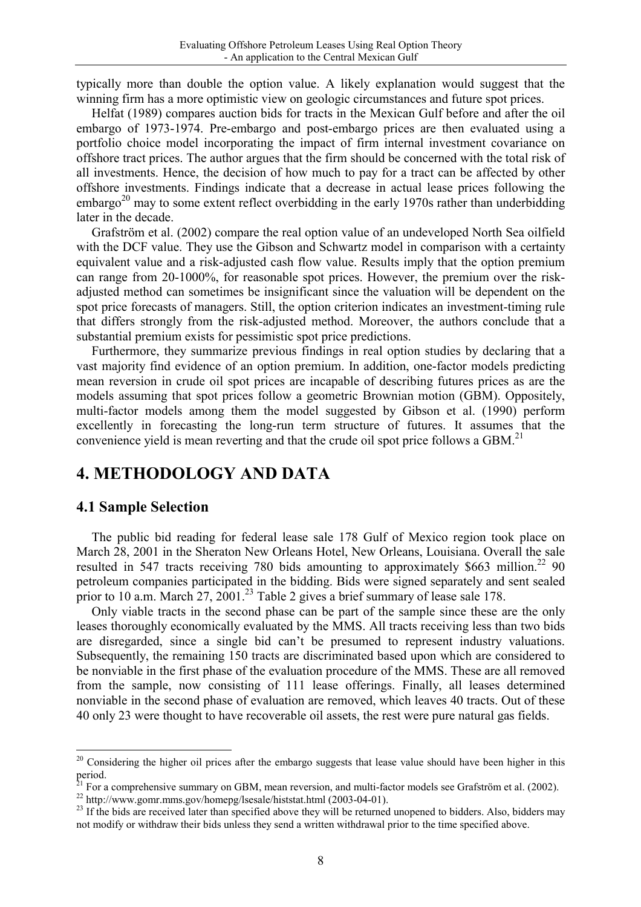typically more than double the option value. A likely explanation would suggest that the winning firm has a more optimistic view on geologic circumstances and future spot prices.

Helfat (1989) compares auction bids for tracts in the Mexican Gulf before and after the oil embargo of 1973-1974. Pre-embargo and post-embargo prices are then evaluated using a portfolio choice model incorporating the impact of firm internal investment covariance on offshore tract prices. The author argues that the firm should be concerned with the total risk of all investments. Hence, the decision of how much to pay for a tract can be affected by other offshore investments. Findings indicate that a decrease in actual lease prices following the embargo[20] may to some extent reflect overbidding in the early 1970s rather than underbidding later in the decade.

Grafström et al. (2002) compare the real option value of an undeveloped North Sea oilfield with the DCF value. They use the Gibson and Schwartz model in comparison with a certainty equivalent value and a risk-adjusted cash flow value. Results imply that the option premium can range from 20-1000%, for reasonable spot prices. However, the premium over the risk-adjusted method can sometimes be insignificant since the valuation will be dependent on the spot price forecasts of managers. Still, the option criterion indicates an investment-timing rule that differs strongly from the risk-adjusted method. Moreover, the authors conclude that a substantial premium exists for pessimistic spot price predictions.

Furthermore, they summarize previous findings in real option studies by declaring that a vast majority find evidence of an option premium. In addition, one-factor models predicting mean reversion in crude oil spot prices are incapable of describing futures prices as are the models assuming that spot prices follow a geometric Brownian motion (GBM). Oppositely, multi-factor models among them the model suggested by Gibson et al. (1990) perform excellently in forecasting the long-run term structure of futures. It assumes that the convenience yield is mean reverting and that the crude oil spot price follows a GBM.[21]

# 4. METHODOLOGY AND DATA

## 4.1 Sample Selection

The public bid reading for federal lease sale 178 Gulf of Mexico region took place on March 28, 2001 in the Sheraton New Orleans Hotel, New Orleans, Louisiana. Overall the sale resulted in 547 tracts receiving 780 bids amounting to approximately $663 million.[22] 90 petroleum companies participated in the bidding. Bids were signed separately and sent sealed prior to 10 a.m. March 27, 2001.[23] Table 2 gives a brief summary of lease sale 178.

Only viable tracts in the second phase can be part of the sample since these are the only leases thoroughly economically evaluated by the MMS. All tracts receiving less than two bids are disregarded, since a single bid can't be presumed to represent industry valuations. Subsequently, the remaining 150 tracts are discriminated based upon which are considered to be nonviable in the first phase of the evaluation procedure of the MMS. These are all removed from the sample, now consisting of 111 lease offerings. Finally, all leases determined nonviable in the second phase of evaluation are removed, which leaves 40 tracts. Out of these 40 only 23 were thought to have recoverable oil assets, the rest were pure natural gas fields.

---

[20] Considering the higher oil prices after the embargo suggests that lease value should have been higher in this period.

[21] For a comprehensive summary on GBM, mean reversion, and multi-factor models see Grafström et al. (2002).

[22] http://www.gomr.mms.gov/homepg/lsesale/histstat.html (2003-04-01).

[23] If the bids are received later than specified above they will be returned unopened to bidders. Also, bidders may not modify or withdraw their bids unless they send a written withdrawal prior to the time specified above.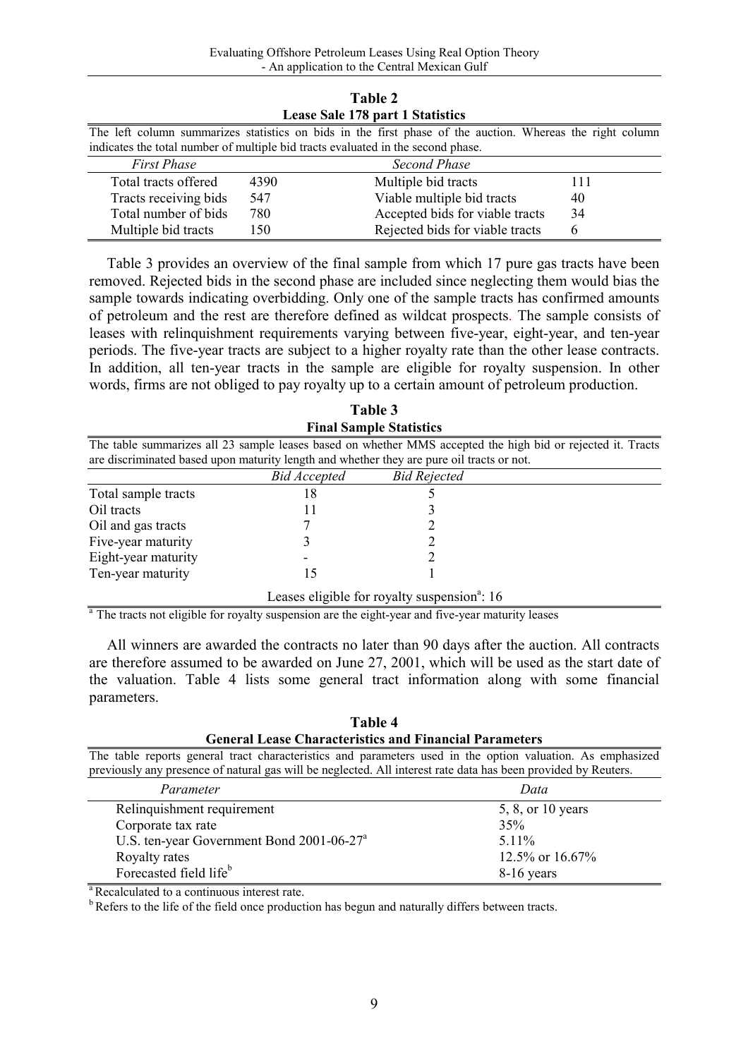**Table 2**
**Lease Sale 178 part 1 Statistics**

The left column summarizes statistics on bids in the first phase of the auction. Whereas the right column indicates the total number of multiple bid tracts evaluated in the second phase.

| *First Phase* | | *Second Phase* | |
|---|---|---|---|
| Total tracts offered | 4390 | Multiple bid tracts | 111 |
| Tracts receiving bids | 547 | Viable multiple bid tracts | 40 |
| Total number of bids | 780 | Accepted bids for viable tracts | 34 |
| Multiple bid tracts | 150 | Rejected bids for viable tracts | 6 |

Table 3 provides an overview of the final sample from which 17 pure gas tracts have been removed. Rejected bids in the second phase are included since neglecting them would bias the sample towards indicating overbidding. Only one of the sample tracts has confirmed amounts of petroleum and the rest are therefore defined as wildcat prospects. The sample consists of leases with relinquishment requirements varying between five-year, eight-year, and ten-year periods. The five-year tracts are subject to a higher royalty rate than the other lease contracts. In addition, all ten-year tracts in the sample are eligible for royalty suspension. In other words, firms are not obliged to pay royalty up to a certain amount of petroleum production.

**Table 3**
**Final Sample Statistics**

The table summarizes all 23 sample leases based on whether MMS accepted the high bid or rejected it. Tracts are discriminated based upon maturity length and whether they are pure oil tracts or not.

| | *Bid Accepted* | *Bid Rejected* |
|---|---|---|
| Total sample tracts | 18 | 5 |
| Oil tracts | 11 | 3 |
| Oil and gas tracts | 7 | 2 |
| Five-year maturity | 3 | 2 |
| Eight-year maturity | - | 2 |
| Ten-year maturity | 15 | 1 |

Leases eligible for royalty suspension[a]: 16

[a] The tracts not eligible for royalty suspension are the eight-year and five-year maturity leases

All winners are awarded the contracts no later than 90 days after the auction. All contracts are therefore assumed to be awarded on June 27, 2001, which will be used as the start date of the valuation. Table 4 lists some general tract information along with some financial parameters.

**Table 4**
**General Lease Characteristics and Financial Parameters**

The table reports general tract characteristics and parameters used in the option valuation. As emphasized previously any presence of natural gas will be neglected. All interest rate data has been provided by Reuters.

| *Parameter* | *Data* |
|---|---|
| Relinquishment requirement | 5, 8, or 10 years |
| Corporate tax rate | 35% |
| U.S. ten-year Government Bond 2001-06-27[a] | 5.11% |
| Royalty rates | 12.5% or 16.67% |
| Forecasted field life[b] | 8-16 years |

[a] Recalculated to a continuous interest rate.

[b] Refers to the life of the field once production has begun and naturally differs between tracts.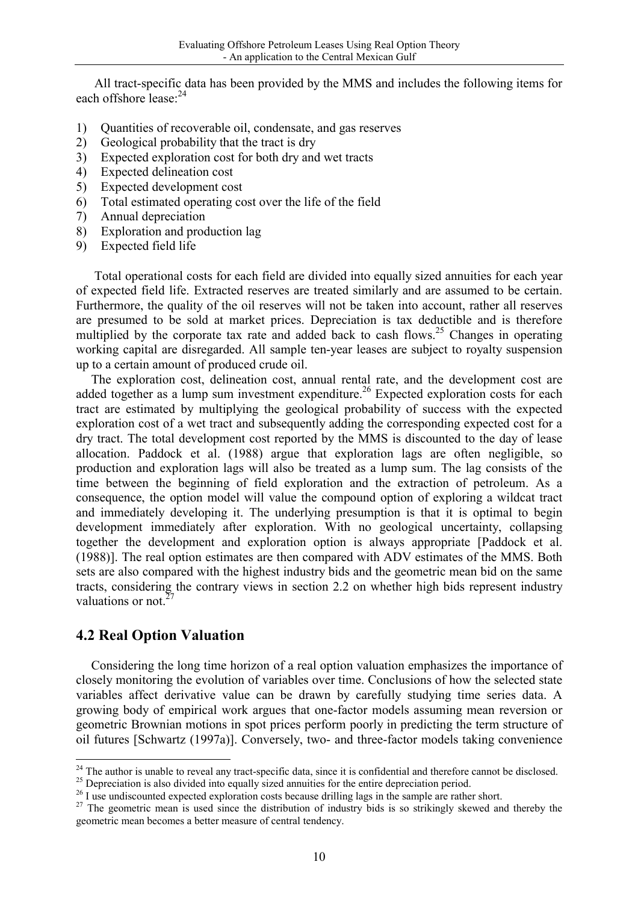All tract-specific data has been provided by the MMS and includes the following items for each offshore lease:[24]

1) Quantities of recoverable oil, condensate, and gas reserves
2) Geological probability that the tract is dry
3) Expected exploration cost for both dry and wet tracts
4) Expected delineation cost
5) Expected development cost
6) Total estimated operating cost over the life of the field
7) Annual depreciation
8) Exploration and production lag
9) Expected field life

Total operational costs for each field are divided into equally sized annuities for each year of expected field life. Extracted reserves are treated similarly and are assumed to be certain. Furthermore, the quality of the oil reserves will not be taken into account, rather all reserves are presumed to be sold at market prices. Depreciation is tax deductible and is therefore multiplied by the corporate tax rate and added back to cash flows.[25] Changes in operating working capital are disregarded. All sample ten-year leases are subject to royalty suspension up to a certain amount of produced crude oil.

The exploration cost, delineation cost, annual rental rate, and the development cost are added together as a lump sum investment expenditure.[26] Expected exploration costs for each tract are estimated by multiplying the geological probability of success with the expected exploration cost of a wet tract and subsequently adding the corresponding expected cost for a dry tract. The total development cost reported by the MMS is discounted to the day of lease allocation. Paddock et al. (1988) argue that exploration lags are often negligible, so production and exploration lags will also be treated as a lump sum. The lag consists of the time between the beginning of field exploration and the extraction of petroleum. As a consequence, the option model will value the compound option of exploring a wildcat tract and immediately developing it. The underlying presumption is that it is optimal to begin development immediately after exploration. With no geological uncertainty, collapsing together the development and exploration option is always appropriate [Paddock et al. (1988)]. The real option estimates are then compared with ADV estimates of the MMS. Both sets are also compared with the highest industry bids and the geometric mean bid on the same tracts, considering the contrary views in section 2.2 on whether high bids represent industry valuations or not.[27]

## 4.2 Real Option Valuation

Considering the long time horizon of a real option valuation emphasizes the importance of closely monitoring the evolution of variables over time. Conclusions of how the selected state variables affect derivative value can be drawn by carefully studying time series data. A growing body of empirical work argues that one-factor models assuming mean reversion or geometric Brownian motions in spot prices perform poorly in predicting the term structure of oil futures [Schwartz (1997a)]. Conversely, two- and three-factor models taking convenience

---

[24] The author is unable to reveal any tract-specific data, since it is confidential and therefore cannot be disclosed.

[25] Depreciation is also divided into equally sized annuities for the entire depreciation period.

[26] I use undiscounted expected exploration costs because drilling lags in the sample are rather short.

[27] The geometric mean is used since the distribution of industry bids is so strikingly skewed and thereby the geometric mean becomes a better measure of central tendency.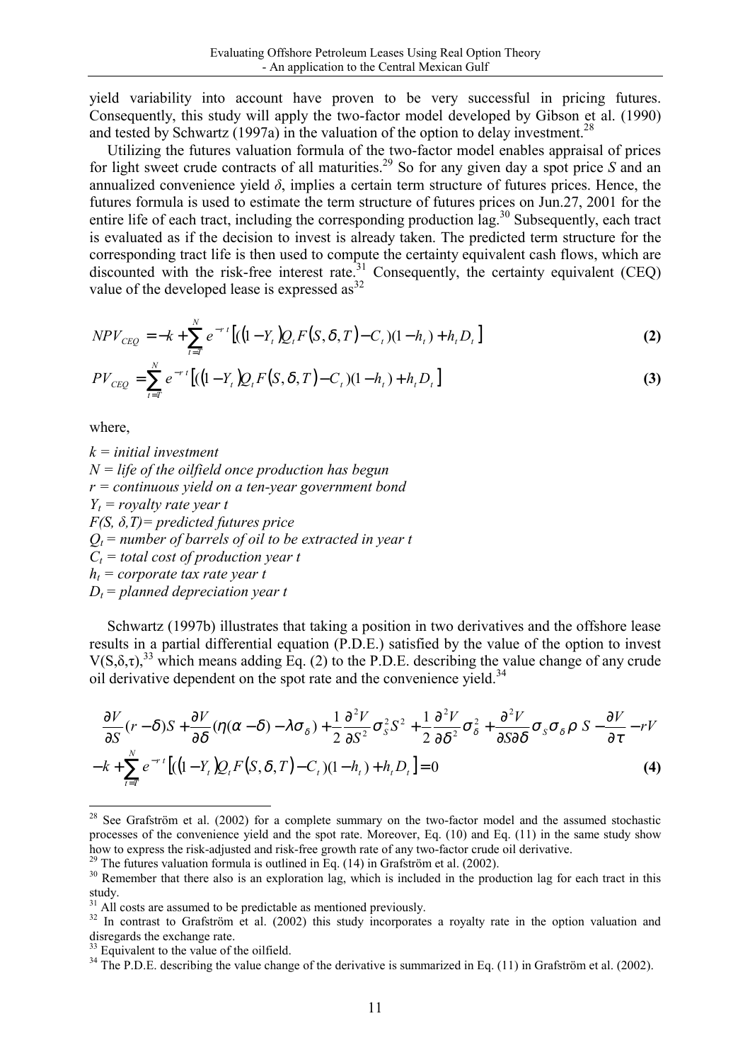yield variability into account have proven to be very successful in pricing futures. Consequently, this study will apply the two-factor model developed by Gibson et al. (1990) and tested by Schwartz (1997a) in the valuation of the option to delay investment.[28]

Utilizing the futures valuation formula of the two-factor model enables appraisal of prices for light sweet crude contracts of all maturities.[29] So for any given day a spot price *S* and an annualized convenience yield *δ*, implies a certain term structure of futures prices. Hence, the futures formula is used to estimate the term structure of futures prices on Jun.27, 2001 for the entire life of each tract, including the corresponding production lag.[30] Subsequently, each tract is evaluated as if the decision to invest is already taken. The predicted term structure for the corresponding tract life is then used to compute the certainty equivalent cash flows, which are discounted with the risk-free interest rate.[31] Consequently, the certainty equivalent (CEQ) value of the developed lease is expressed as[32]

$$NPV_{CEQ} = -k + \sum_{t=T}^{N} e^{-rt}\left[\left((1-Y_t)Q_t F(S,\delta,T) - C_t\right)(1-h_t) + h_t D_t\right] \tag{2}$$

$$PV_{CEQ} = \sum_{t=T}^{N} e^{-rt}\left[\left((1-Y_t)Q_t F(S,\delta,T) - C_t\right)(1-h_t) + h_t D_t\right] \tag{3}$$

where,

*$k$ = initial investment*
*$N$ = life of the oilfield once production has begun*
*$r$ = continuous yield on a ten-year government bond*
*$Y_t$ = royalty rate year t*
*$F(S, \delta, T)$ = predicted futures price*
*$Q_t$ = number of barrels of oil to be extracted in year t*
*$C_t$ = total cost of production year t*
*$h_t$ = corporate tax rate year t*
*$D_t$ = planned depreciation year t*

Schwartz (1997b) illustrates that taking a position in two derivatives and the offshore lease results in a partial differential equation (P.D.E.) satisfied by the value of the option to invest $V(S,\delta,\tau)$,[33] which means adding Eq. (2) to the P.D.E. describing the value change of any crude oil derivative dependent on the spot rate and the convenience yield.[34]

$$\frac{\partial V}{\partial S}(r-\delta)S + \frac{\partial V}{\partial \delta}(\eta(\alpha-\delta) - \lambda\sigma_\delta) + \frac{1}{2}\frac{\partial^2 V}{\partial S^2}\sigma_S^2 S^2 + \frac{1}{2}\frac{\partial^2 V}{\partial \delta^2}\sigma_\delta^2 + \frac{\partial^2 V}{\partial S \partial \delta}\sigma_S\sigma_\delta\rho\, S - \frac{\partial V}{\partial \tau} - rV$$
$$-k + \sum_{t=T}^{N} e^{-rt}\left[\left((1-Y_t)Q_t F(S,\delta,T) - C_t\right)(1-h_t) + h_t D_t\right] = 0 \tag{4}$$

---

[28] See Grafström et al. (2002) for a complete summary on the two-factor model and the assumed stochastic processes of the convenience yield and the spot rate. Moreover, Eq. (10) and Eq. (11) in the same study show how to express the risk-adjusted and risk-free growth rate of any two-factor crude oil derivative.

[29] The futures valuation formula is outlined in Eq. (14) in Grafström et al. (2002).

[30] Remember that there also is an exploration lag, which is included in the production lag for each tract in this study.

[31] All costs are assumed to be predictable as mentioned previously.

[32] In contrast to Grafström et al. (2002) this study incorporates a royalty rate in the option valuation and disregards the exchange rate.

[33] Equivalent to the value of the oilfield.

[34] The P.D.E. describing the value change of the derivative is summarized in Eq. (11) in Grafström et al. (2002).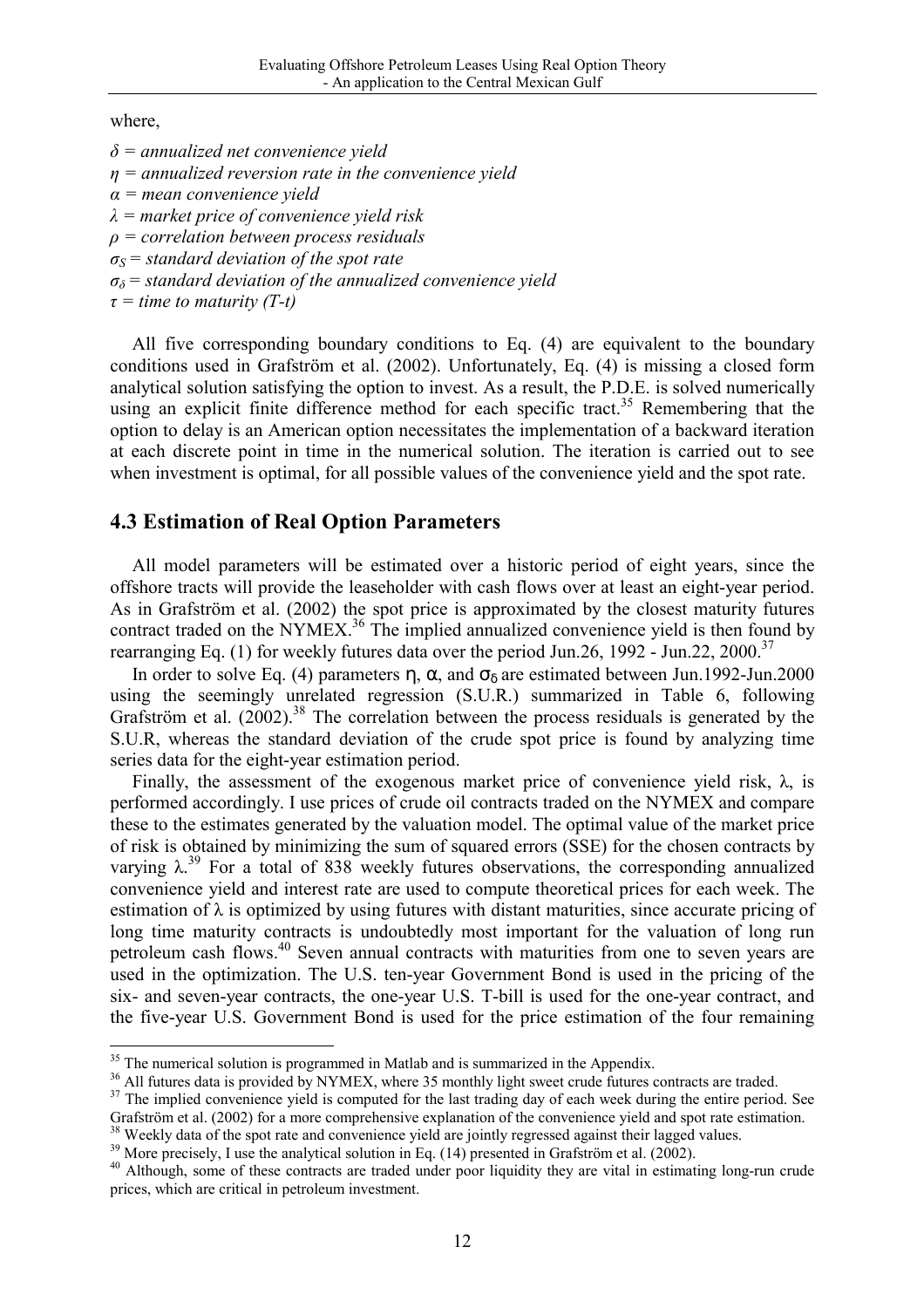where,

*$\delta$ = annualized net convenience yield*
*$\eta$ = annualized reversion rate in the convenience yield*
*$\alpha$ = mean convenience yield*
*$\lambda$ = market price of convenience yield risk*
*$\rho$ = correlation between process residuals*
*$\sigma_S$ = standard deviation of the spot rate*
*$\sigma_\delta$ = standard deviation of the annualized convenience yield*
*$\tau$ = time to maturity (T-t)*

All five corresponding boundary conditions to Eq. (4) are equivalent to the boundary conditions used in Grafström et al. (2002). Unfortunately, Eq. (4) is missing a closed form analytical solution satisfying the option to invest. As a result, the P.D.E. is solved numerically using an explicit finite difference method for each specific tract.[35] Remembering that the option to delay is an American option necessitates the implementation of a backward iteration at each discrete point in time in the numerical solution. The iteration is carried out to see when investment is optimal, for all possible values of the convenience yield and the spot rate.

## 4.3 Estimation of Real Option Parameters

All model parameters will be estimated over a historic period of eight years, since the offshore tracts will provide the leaseholder with cash flows over at least an eight-year period. As in Grafström et al. (2002) the spot price is approximated by the closest maturity futures contract traded on the NYMEX.[36] The implied annualized convenience yield is then found by rearranging Eq. (1) for weekly futures data over the period Jun.26, 1992 - Jun.22, 2000.[37]

In order to solve Eq. (4) parameters $\eta$, $\alpha$, and $\sigma_\delta$ are estimated between Jun.1992-Jun.2000 using the seemingly unrelated regression (S.U.R.) summarized in Table 6, following Grafström et al. (2002).[38] The correlation between the process residuals is generated by the S.U.R, whereas the standard deviation of the crude spot price is found by analyzing time series data for the eight-year estimation period.

Finally, the assessment of the exogenous market price of convenience yield risk, $\lambda$, is performed accordingly. I use prices of crude oil contracts traded on the NYMEX and compare these to the estimates generated by the valuation model. The optimal value of the market price of risk is obtained by minimizing the sum of squared errors (SSE) for the chosen contracts by varying $\lambda$.[39] For a total of 838 weekly futures observations, the corresponding annualized convenience yield and interest rate are used to compute theoretical prices for each week. The estimation of $\lambda$ is optimized by using futures with distant maturities, since accurate pricing of long time maturity contracts is undoubtedly most important for the valuation of long run petroleum cash flows.[40] Seven annual contracts with maturities from one to seven years are used in the optimization. The U.S. ten-year Government Bond is used in the pricing of the six- and seven-year contracts, the one-year U.S. T-bill is used for the one-year contract, and the five-year U.S. Government Bond is used for the price estimation of the four remaining

---

[35] The numerical solution is programmed in Matlab and is summarized in the Appendix.

[36] All futures data is provided by NYMEX, where 35 monthly light sweet crude futures contracts are traded.

[37] The implied convenience yield is computed for the last trading day of each week during the entire period. See Grafström et al. (2002) for a more comprehensive explanation of the convenience yield and spot rate estimation.

[38] Weekly data of the spot rate and convenience yield are jointly regressed against their lagged values.

[39] More precisely, I use the analytical solution in Eq. (14) presented in Grafström et al. (2002).

[40] Although, some of these contracts are traded under poor liquidity they are vital in estimating long-run crude prices, which are critical in petroleum investment.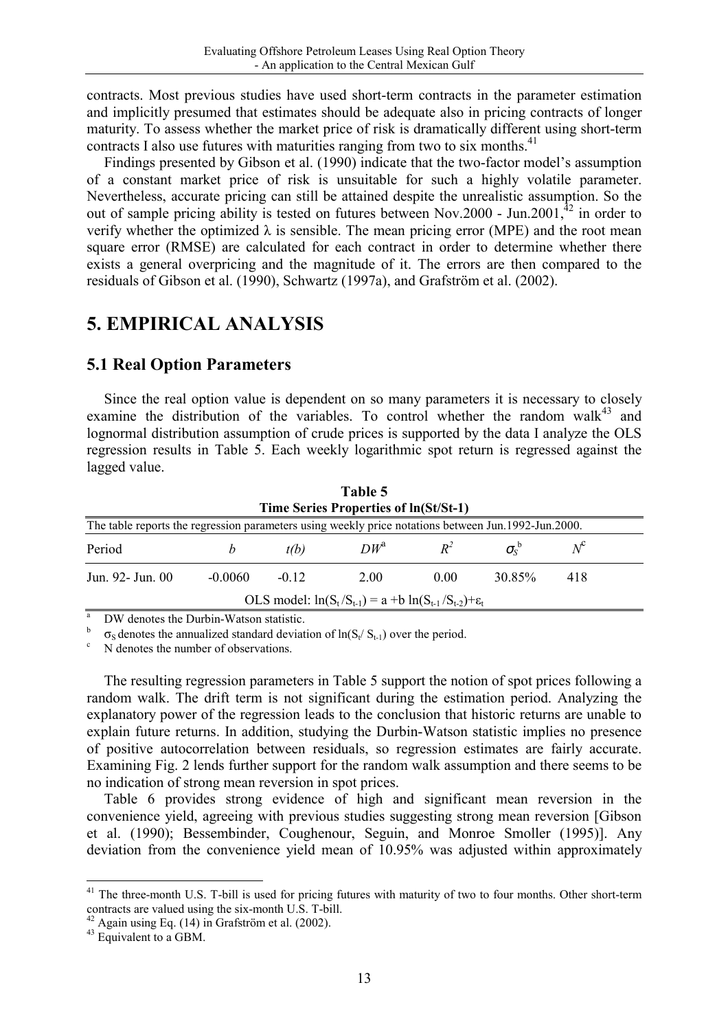contracts. Most previous studies have used short-term contracts in the parameter estimation and implicitly presumed that estimates should be adequate also in pricing contracts of longer maturity. To assess whether the market price of risk is dramatically different using short-term contracts I also use futures with maturities ranging from two to six months.[41]

Findings presented by Gibson et al. (1990) indicate that the two-factor model's assumption of a constant market price of risk is unsuitable for such a highly volatile parameter. Nevertheless, accurate pricing can still be attained despite the unrealistic assumption. So the out of sample pricing ability is tested on futures between Nov.2000 - Jun.2001,[42] in order to verify whether the optimized $\lambda$ is sensible. The mean pricing error (MPE) and the root mean square error (RMSE) are calculated for each contract in order to determine whether there exists a general overpricing and the magnitude of it. The errors are then compared to the residuals of Gibson et al. (1990), Schwartz (1997a), and Grafström et al. (2002).

# 5. EMPIRICAL ANALYSIS

## 5.1 Real Option Parameters

Since the real option value is dependent on so many parameters it is necessary to closely examine the distribution of the variables. To control whether the random walk[43] and lognormal distribution assumption of crude prices is supported by the data I analyze the OLS regression results in Table 5. Each weekly logarithmic spot return is regressed against the lagged value.

**Table 5**
**Time Series Properties of ln(St/St-1)**

The table reports the regression parameters using weekly price notations between Jun.1992-Jun.2000.

| Period | $b$ | $t(b)$ | $DW^a$ | $R^2$ | $\sigma_S^b$ | $N^c$ |
|---|---|---|---|---|---|---|
| Jun. 92- Jun. 00 | -0.0060 | -0.12 | 2.00 | 0.00 | 30.85% | 418 |

OLS model: $\ln(S_t/S_{t-1}) = a + b\ln(S_{t-1}/S_{t-2}) + \varepsilon_t$

[a] DW denotes the Durbin-Watson statistic.
[b] $\sigma_S$ denotes the annualized standard deviation of $\ln(S_t/S_{t-1})$ over the period.
[c] N denotes the number of observations.

The resulting regression parameters in Table 5 support the notion of spot prices following a random walk. The drift term is not significant during the estimation period. Analyzing the explanatory power of the regression leads to the conclusion that historic returns are unable to explain future returns. In addition, studying the Durbin-Watson statistic implies no presence of positive autocorrelation between residuals, so regression estimates are fairly accurate. Examining Fig. 2 lends further support for the random walk assumption and there seems to be no indication of strong mean reversion in spot prices.

Table 6 provides strong evidence of high and significant mean reversion in the convenience yield, agreeing with previous studies suggesting strong mean reversion [Gibson et al. (1990); Bessembinder, Coughenour, Seguin, and Monroe Smoller (1995)]. Any deviation from the convenience yield mean of 10.95% was adjusted within approximately

[41] The three-month U.S. T-bill is used for pricing futures with maturity of two to four months. Other short-term contracts are valued using the six-month U.S. T-bill.

[42] Again using Eq. (14) in Grafström et al. (2002).

[43] Equivalent to a GBM.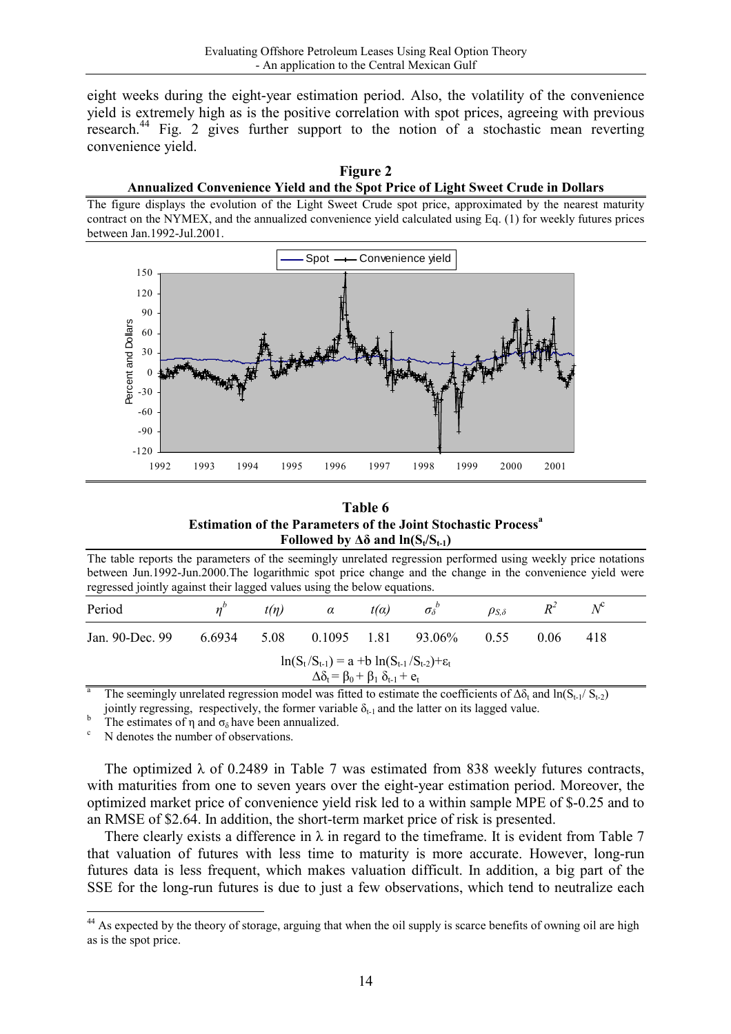eight weeks during the eight-year estimation period. Also, the volatility of the convenience yield is extremely high as is the positive correlation with spot prices, agreeing with previous research.[44] Fig. 2 gives further support to the notion of a stochastic mean reverting convenience yield.

**Figure 2**
**Annualized Convenience Yield and the Spot Price of Light Sweet Crude in Dollars**

The figure displays the evolution of the Light Sweet Crude spot price, approximated by the nearest maturity contract on the NYMEX, and the annualized convenience yield calculated using Eq. (1) for weekly futures prices between Jan.1992-Jul.2001.

**Table 6**
**Estimation of the Parameters of the Joint Stochastic Process[a] Followed by $\Delta\delta$ and $\ln(S_t/S_{t-1})$**

The table reports the parameters of the seemingly unrelated regression performed using weekly price notations between Jun.1992-Jun.2000.The logarithmic spot price change and the change in the convenience yield were regressed jointly against their lagged values using the below equations.

| Period | $\eta^b$ | $t(\eta)$ | $\alpha$ | $t(\alpha)$ | $\sigma_\delta^b$ | $\rho_{S,\delta}$ | $R^2$ | $N^c$ |
|---|---|---|---|---|---|---|---|---|
| Jan. 90-Dec. 99 | 6.6934 | 5.08 | 0.1095 | 1.81 | 93.06% | 0.55 | 0.06 | 418 |

$$\ln(S_t/S_{t-1}) = a + b\ln(S_{t-1}/S_{t-2}) + \varepsilon_t$$
$$\Delta\delta_t = \beta_0 + \beta_1\,\delta_{t-1} + e_t$$

[a] The seemingly unrelated regression model was fitted to estimate the coefficients of $\Delta\delta_t$ and $\ln(S_{t-1}/S_{t-2})$ jointly regressing, respectively, the former variable $\delta_{t-1}$ and the latter on its lagged value.
[b] The estimates of $\eta$ and $\sigma_\delta$ have been annualized.
[c] N denotes the number of observations.

The optimized $\lambda$ of 0.2489 in Table 7 was estimated from 838 weekly futures contracts, with maturities from one to seven years over the eight-year estimation period. Moreover, the optimized market price of convenience yield risk led to a within sample MPE of $-0.25 and to an RMSE of $2.64. In addition, the short-term market price of risk is presented.

There clearly exists a difference in $\lambda$ in regard to the timeframe. It is evident from Table 7 that valuation of futures with less time to maturity is more accurate. However, long-run futures data is less frequent, which makes valuation difficult. In addition, a big part of the SSE for the long-run futures is due to just a few observations, which tend to neutralize each

---

[44] As expected by the theory of storage, arguing that when the oil supply is scarce benefits of owning oil are high as is the spot price.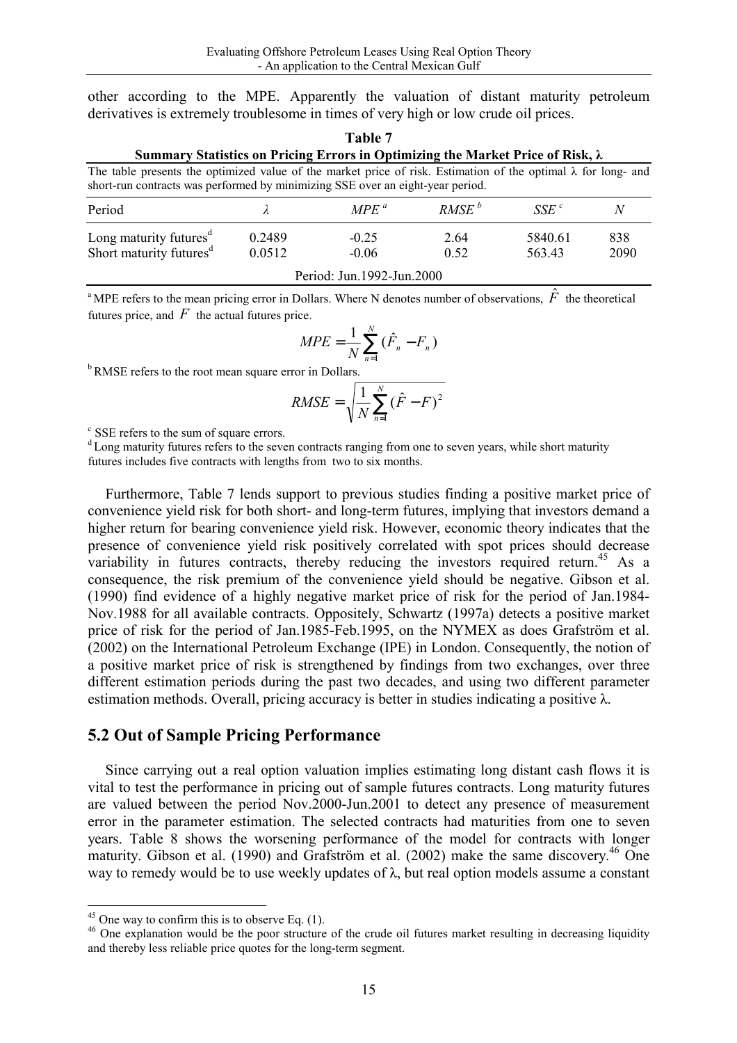other according to the MPE. Apparently the valuation of distant maturity petroleum derivatives is extremely troublesome in times of very high or low crude oil prices.

**Table 7**

**Summary Statistics on Pricing Errors in Optimizing the Market Price of Risk, λ**

The table presents the optimized value of the market price of risk. Estimation of the optimal λ for long- and short-run contracts was performed by minimizing SSE over an eight-year period.

| Period | $\lambda$ | $MPE$ [a] | $RMSE$ [b] | $SSE$ [c] | $N$ |
|---|---|---|---|---|---|
| Long maturity futures[d] | 0.2489 | -0.25 | 2.64 | 5840.61 | 838 |
| Short maturity futures[d] | 0.0512 | -0.06 | 0.52 | 563.43 | 2090 |
| Period: Jun.1992-Jun.2000 | | | | | |

[a] MPE refers to the mean pricing error in Dollars. Where N denotes number of observations, $\hat{F}$ the theoretical futures price, and $F$ the actual futures price.

$$MPE = \frac{1}{N}\sum_{n=1}^{N}(\hat{F}_n - F_n)$$

[b] RMSE refers to the root mean square error in Dollars.

$$RMSE = \sqrt{\frac{1}{N}\sum_{n=1}^{N}(\hat{F} - F)^2}$$

[c] SSE refers to the sum of square errors.

[d] Long maturity futures refers to the seven contracts ranging from one to seven years, while short maturity futures includes five contracts with lengths from two to six months.

Furthermore, Table 7 lends support to previous studies finding a positive market price of convenience yield risk for both short- and long-term futures, implying that investors demand a higher return for bearing convenience yield risk. However, economic theory indicates that the presence of convenience yield risk positively correlated with spot prices should decrease variability in futures contracts, thereby reducing the investors required return.[45] As a consequence, the risk premium of the convenience yield should be negative. Gibson et al. (1990) find evidence of a highly negative market price of risk for the period of Jan.1984-Nov.1988 for all available contracts. Oppositely, Schwartz (1997a) detects a positive market price of risk for the period of Jan.1985-Feb.1995, on the NYMEX as does Grafström et al. (2002) on the International Petroleum Exchange (IPE) in London. Consequently, the notion of a positive market price of risk is strengthened by findings from two exchanges, over three different estimation periods during the past two decades, and using two different parameter estimation methods. Overall, pricing accuracy is better in studies indicating a positive λ.

## 5.2 Out of Sample Pricing Performance

Since carrying out a real option valuation implies estimating long distant cash flows it is vital to test the performance in pricing out of sample futures contracts. Long maturity futures are valued between the period Nov.2000-Jun.2001 to detect any presence of measurement error in the parameter estimation. The selected contracts had maturities from one to seven years. Table 8 shows the worsening performance of the model for contracts with longer maturity. Gibson et al. (1990) and Grafström et al. (2002) make the same discovery.[46] One way to remedy would be to use weekly updates of λ, but real option models assume a constant

[45] One way to confirm this is to observe Eq. (1).

[46] One explanation would be the poor structure of the crude oil futures market resulting in decreasing liquidity and thereby less reliable price quotes for the long-term segment.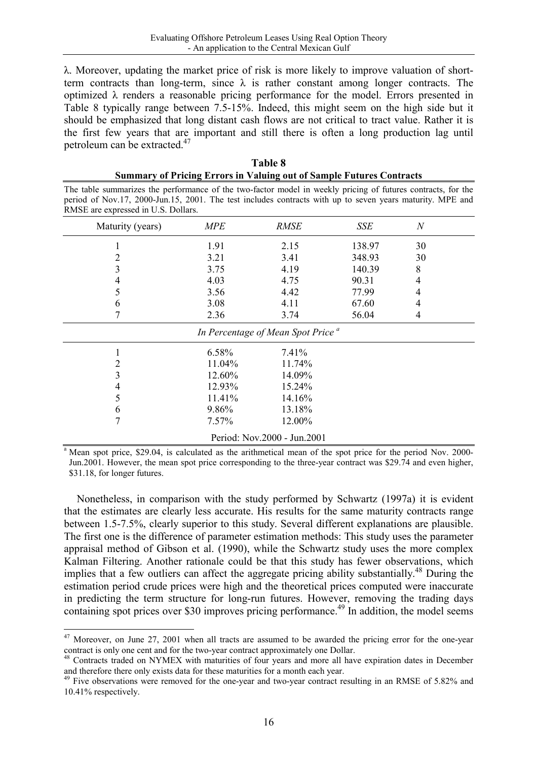λ. Moreover, updating the market price of risk is more likely to improve valuation of short-term contracts than long-term, since λ is rather constant among longer contracts. The optimized λ renders a reasonable pricing performance for the model. Errors presented in Table 8 typically range between 7.5-15%. Indeed, this might seem on the high side but it should be emphasized that long distant cash flows are not critical to tract value. Rather it is the first few years that are important and still there is often a long production lag until petroleum can be extracted.[47]

**Table 8**
**Summary of Pricing Errors in Valuing out of Sample Futures Contracts**

The table summarizes the performance of the two-factor model in weekly pricing of futures contracts, for the period of Nov.17, 2000-Jun.15, 2001. The test includes contracts with up to seven years maturity. MPE and RMSE are expressed in U.S. Dollars.

| Maturity (years) | *MPE* | *RMSE* | *SSE* | *N* |
|---|---|---|---|---|
| 1 | 1.91 | 2.15 | 138.97 | 30 |
| 2 | 3.21 | 3.41 | 348.93 | 30 |
| 3 | 3.75 | 4.19 | 140.39 | 8 |
| 4 | 4.03 | 4.75 | 90.31 | 4 |
| 5 | 3.56 | 4.42 | 77.99 | 4 |
| 6 | 3.08 | 4.11 | 67.60 | 4 |
| 7 | 2.36 | 3.74 | 56.04 | 4 |
| | | *In Percentage of Mean Spot Price* [a] | | |
| 1 | 6.58% | 7.41% | | |
| 2 | 11.04% | 11.74% | | |
| 3 | 12.60% | 14.09% | | |
| 4 | 12.93% | 15.24% | | |
| 5 | 11.41% | 14.16% | | |
| 6 | 9.86% | 13.18% | | |
| 7 | 7.57% | 12.00% | | |
| | | Period: Nov.2000 - Jun.2001 | | |

[a] Mean spot price, \$29.04, is calculated as the arithmetical mean of the spot price for the period Nov. 2000-Jun.2001. However, the mean spot price corresponding to the three-year contract was \$29.74 and even higher, \$31.18, for longer futures.

Nonetheless, in comparison with the study performed by Schwartz (1997a) it is evident that the estimates are clearly less accurate. His results for the same maturity contracts range between 1.5-7.5%, clearly superior to this study. Several different explanations are plausible. The first one is the difference of parameter estimation methods: This study uses the parameter appraisal method of Gibson et al. (1990), while the Schwartz study uses the more complex Kalman Filtering. Another rationale could be that this study has fewer observations, which implies that a few outliers can affect the aggregate pricing ability substantially.[48] During the estimation period crude prices were high and the theoretical prices computed were inaccurate in predicting the term structure for long-run futures. However, removing the trading days containing spot prices over \$30 improves pricing performance.[49] In addition, the model seems

---

[47] Moreover, on June 27, 2001 when all tracts are assumed to be awarded the pricing error for the one-year contract is only one cent and for the two-year contract approximately one Dollar.

[48] Contracts traded on NYMEX with maturities of four years and more all have expiration dates in December and therefore there only exists data for these maturities for a month each year.

[49] Five observations were removed for the one-year and two-year contract resulting in an RMSE of 5.82% and 10.41% respectively.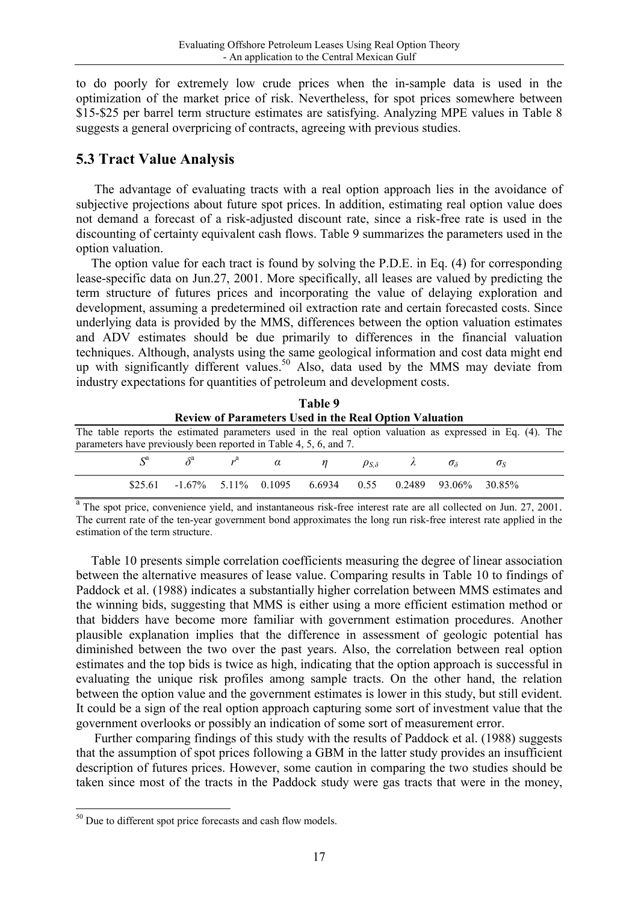to do poorly for extremely low crude prices when the in-sample data is used in the optimization of the market price of risk. Nevertheless, for spot prices somewhere between \$15-\$25 per barrel term structure estimates are satisfying. Analyzing MPE values in Table 8 suggests a general overpricing of contracts, agreeing with previous studies.

## 5.3 Tract Value Analysis

The advantage of evaluating tracts with a real option approach lies in the avoidance of subjective projections about future spot prices. In addition, estimating real option value does not demand a forecast of a risk-adjusted discount rate, since a risk-free rate is used in the discounting of certainty equivalent cash flows. Table 9 summarizes the parameters used in the option valuation.

The option value for each tract is found by solving the P.D.E. in Eq. (4) for corresponding lease-specific data on Jun.27, 2001. More specifically, all leases are valued by predicting the term structure of futures prices and incorporating the value of delaying exploration and development, assuming a predetermined oil extraction rate and certain forecasted costs. Since underlying data is provided by the MMS, differences between the option valuation estimates and ADV estimates should be due primarily to differences in the financial valuation techniques. Although, analysts using the same geological information and cost data might end up with significantly different values.[50] Also, data used by the MMS may deviate from industry expectations for quantities of petroleum and development costs.

**Table 9**
**Review of Parameters Used in the Real Option Valuation**

The table reports the estimated parameters used in the real option valuation as expressed in Eq. (4). The parameters have previously been reported in Table 4, 5, 6, and 7.

| $S^a$ | $\delta^a$ | $r^a$ | $\alpha$ | $\eta$ | $\rho_{S,\delta}$ | $\lambda$ | $\sigma_\delta$ | $\sigma_S$ |
|---|---|---|---|---|---|---|---|---|
| \$25.61 | -1.67% | 5.11% | 0.1095 | 6.6934 | 0.55 | 0.2489 | 93.06% | 30.85% |

[a] The spot price, convenience yield, and instantaneous risk-free interest rate are all collected on Jun. 27, 2001. The current rate of the ten-year government bond approximates the long run risk-free interest rate applied in the estimation of the term structure.

Table 10 presents simple correlation coefficients measuring the degree of linear association between the alternative measures of lease value. Comparing results in Table 10 to findings of Paddock et al. (1988) indicates a substantially higher correlation between MMS estimates and the winning bids, suggesting that MMS is either using a more efficient estimation method or that bidders have become more familiar with government estimation procedures. Another plausible explanation implies that the difference in assessment of geologic potential has diminished between the two over the past years. Also, the correlation between real option estimates and the top bids is twice as high, indicating that the option approach is successful in evaluating the unique risk profiles among sample tracts. On the other hand, the relation between the option value and the government estimates is lower in this study, but still evident. It could be a sign of the real option approach capturing some sort of investment value that the government overlooks or possibly an indication of some sort of measurement error.

Further comparing findings of this study with the results of Paddock et al. (1988) suggests that the assumption of spot prices following a GBM in the latter study provides an insufficient description of futures prices. However, some caution in comparing the two studies should be taken since most of the tracts in the Paddock study were gas tracts that were in the money,

[50] Due to different spot price forecasts and cash flow models.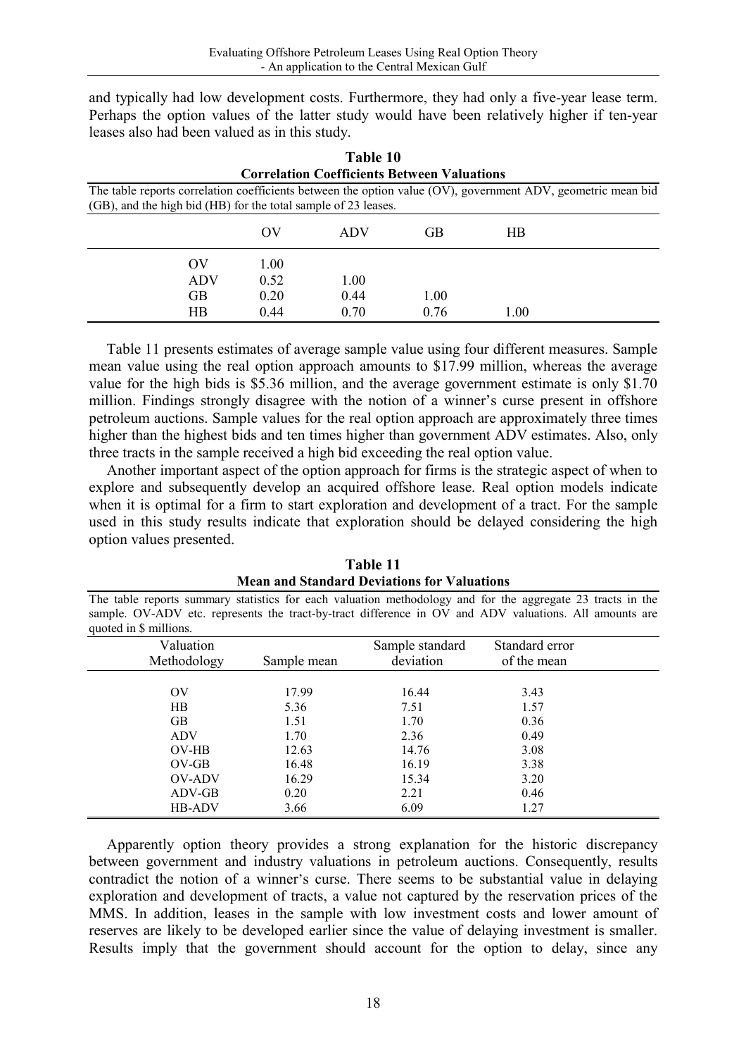and typically had low development costs. Furthermore, they had only a five-year lease term. Perhaps the option values of the latter study would have been relatively higher if ten-year leases also had been valued as in this study.

**Table 10**
**Correlation Coefficients Between Valuations**

The table reports correlation coefficients between the option value (OV), government ADV, geometric mean bid (GB), and the high bid (HB) for the total sample of 23 leases.

| | OV | ADV | GB | HB |
|---|---|---|---|---|
| OV | 1.00 | | | |
| ADV | 0.52 | 1.00 | | |
| GB | 0.20 | 0.44 | 1.00 | |
| HB | 0.44 | 0.70 | 0.76 | 1.00 |

Table 11 presents estimates of average sample value using four different measures. Sample mean value using the real option approach amounts to \$17.99 million, whereas the average value for the high bids is \$5.36 million, and the average government estimate is only \$1.70 million. Findings strongly disagree with the notion of a winner's curse present in offshore petroleum auctions. Sample values for the real option approach are approximately three times higher than the highest bids and ten times higher than government ADV estimates. Also, only three tracts in the sample received a high bid exceeding the real option value.

Another important aspect of the option approach for firms is the strategic aspect of when to explore and subsequently develop an acquired offshore lease. Real option models indicate when it is optimal for a firm to start exploration and development of a tract. For the sample used in this study results indicate that exploration should be delayed considering the high option values presented.

**Table 11**
**Mean and Standard Deviations for Valuations**

The table reports summary statistics for each valuation methodology and for the aggregate 23 tracts in the sample. OV-ADV etc. represents the tract-by-tract difference in OV and ADV valuations. All amounts are quoted in \$ millions.

| Valuation Methodology | Sample mean | Sample standard deviation | Standard error of the mean |
|---|---|---|---|
| OV | 17.99 | 16.44 | 3.43 |
| HB | 5.36 | 7.51 | 1.57 |
| GB | 1.51 | 1.70 | 0.36 |
| ADV | 1.70 | 2.36 | 0.49 |
| OV-HB | 12.63 | 14.76 | 3.08 |
| OV-GB | 16.48 | 16.19 | 3.38 |
| OV-ADV | 16.29 | 15.34 | 3.20 |
| ADV-GB | 0.20 | 2.21 | 0.46 |
| HB-ADV | 3.66 | 6.09 | 1.27 |

Apparently option theory provides a strong explanation for the historic discrepancy between government and industry valuations in petroleum auctions. Consequently, results contradict the notion of a winner's curse. There seems to be substantial value in delaying exploration and development of tracts, a value not captured by the reservation prices of the MMS. In addition, leases in the sample with low investment costs and lower amount of reserves are likely to be developed earlier since the value of delaying investment is smaller. Results imply that the government should account for the option to delay, since any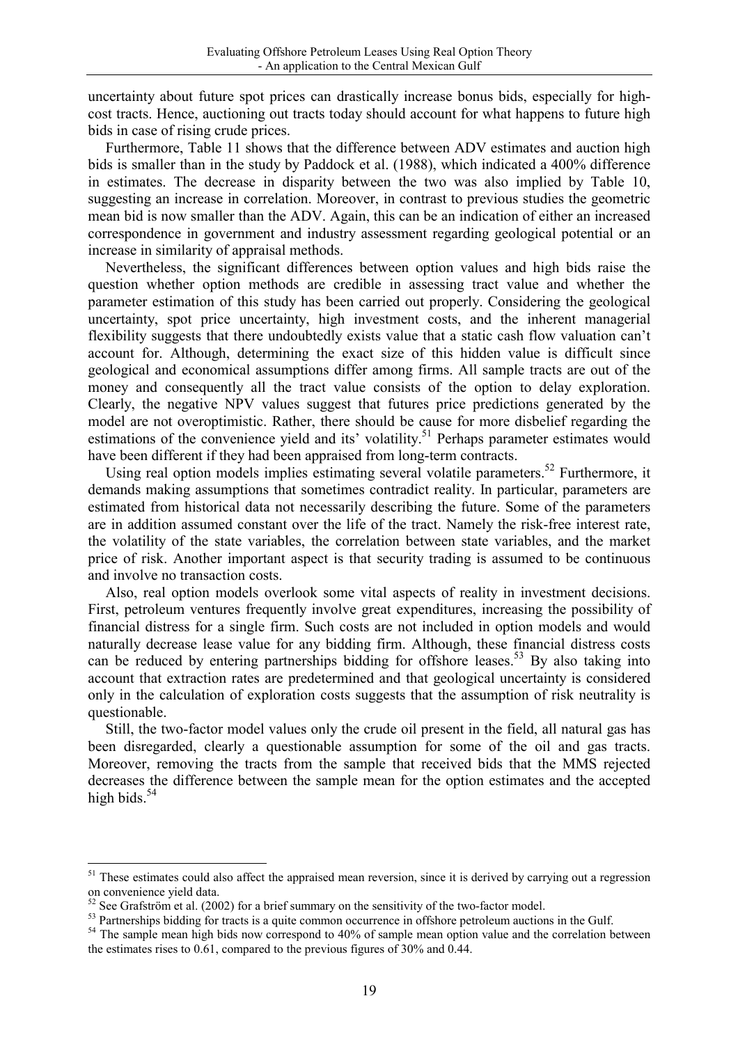uncertainty about future spot prices can drastically increase bonus bids, especially for high-cost tracts. Hence, auctioning out tracts today should account for what happens to future high bids in case of rising crude prices.

Furthermore, Table 11 shows that the difference between ADV estimates and auction high bids is smaller than in the study by Paddock et al. (1988), which indicated a 400% difference in estimates. The decrease in disparity between the two was also implied by Table 10, suggesting an increase in correlation. Moreover, in contrast to previous studies the geometric mean bid is now smaller than the ADV. Again, this can be an indication of either an increased correspondence in government and industry assessment regarding geological potential or an increase in similarity of appraisal methods.

Nevertheless, the significant differences between option values and high bids raise the question whether option methods are credible in assessing tract value and whether the parameter estimation of this study has been carried out properly. Considering the geological uncertainty, spot price uncertainty, high investment costs, and the inherent managerial flexibility suggests that there undoubtedly exists value that a static cash flow valuation can't account for. Although, determining the exact size of this hidden value is difficult since geological and economical assumptions differ among firms. All sample tracts are out of the money and consequently all the tract value consists of the option to delay exploration. Clearly, the negative NPV values suggest that futures price predictions generated by the model are not overoptimistic. Rather, there should be cause for more disbelief regarding the estimations of the convenience yield and its' volatility.[51] Perhaps parameter estimates would have been different if they had been appraised from long-term contracts.

Using real option models implies estimating several volatile parameters.[52] Furthermore, it demands making assumptions that sometimes contradict reality. In particular, parameters are estimated from historical data not necessarily describing the future. Some of the parameters are in addition assumed constant over the life of the tract. Namely the risk-free interest rate, the volatility of the state variables, the correlation between state variables, and the market price of risk. Another important aspect is that security trading is assumed to be continuous and involve no transaction costs.

Also, real option models overlook some vital aspects of reality in investment decisions. First, petroleum ventures frequently involve great expenditures, increasing the possibility of financial distress for a single firm. Such costs are not included in option models and would naturally decrease lease value for any bidding firm. Although, these financial distress costs can be reduced by entering partnerships bidding for offshore leases.[53] By also taking into account that extraction rates are predetermined and that geological uncertainty is considered only in the calculation of exploration costs suggests that the assumption of risk neutrality is questionable.

Still, the two-factor model values only the crude oil present in the field, all natural gas has been disregarded, clearly a questionable assumption for some of the oil and gas tracts. Moreover, removing the tracts from the sample that received bids that the MMS rejected decreases the difference between the sample mean for the option estimates and the accepted high bids.[54]

---

[51] These estimates could also affect the appraised mean reversion, since it is derived by carrying out a regression on convenience yield data.

[52] See Grafström et al. (2002) for a brief summary on the sensitivity of the two-factor model.

[53] Partnerships bidding for tracts is a quite common occurrence in offshore petroleum auctions in the Gulf.

[54] The sample mean high bids now correspond to 40% of sample mean option value and the correlation between the estimates rises to 0.61, compared to the previous figures of 30% and 0.44.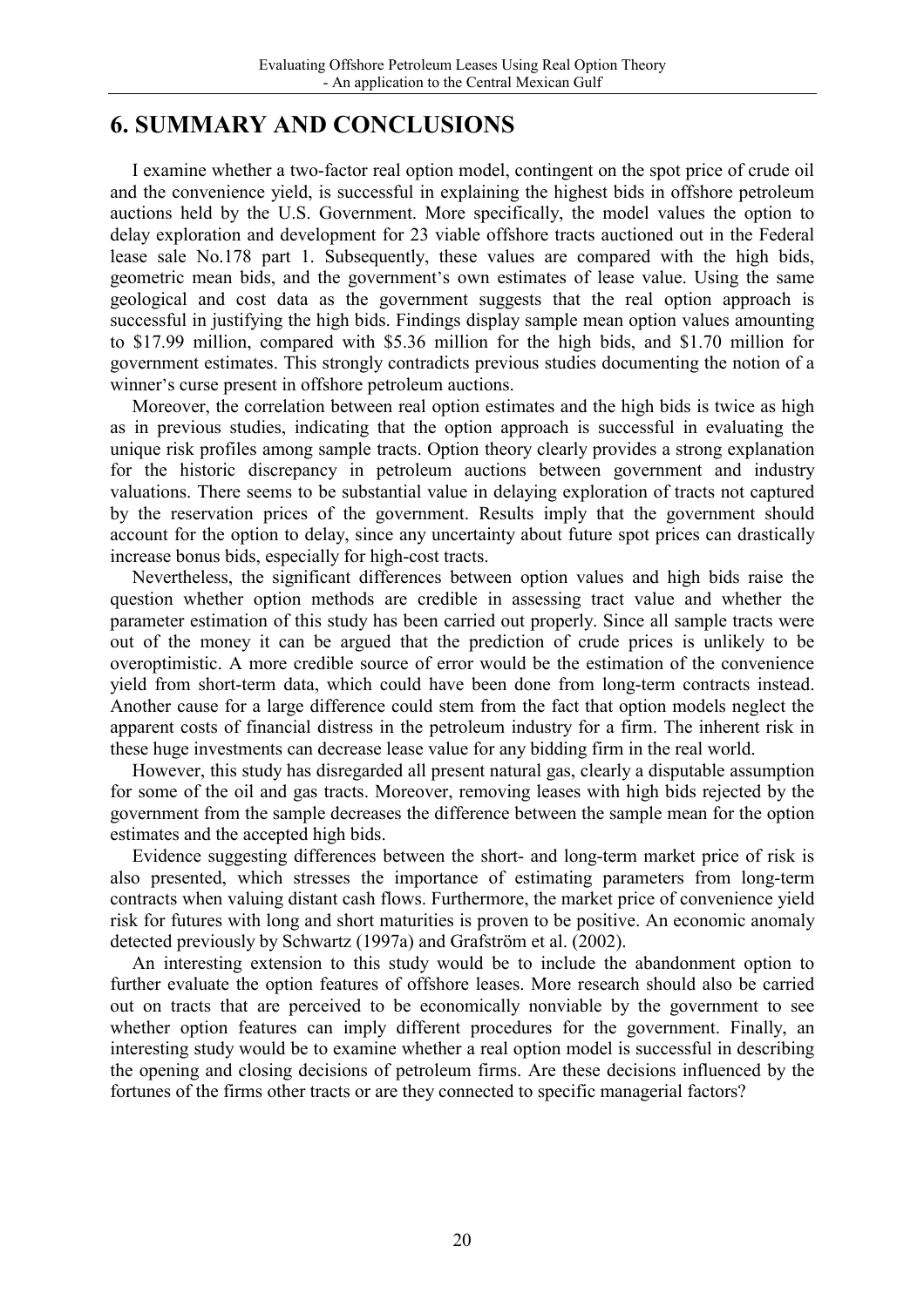# 6. SUMMARY AND CONCLUSIONS

I examine whether a two-factor real option model, contingent on the spot price of crude oil and the convenience yield, is successful in explaining the highest bids in offshore petroleum auctions held by the U.S. Government. More specifically, the model values the option to delay exploration and development for 23 viable offshore tracts auctioned out in the Federal lease sale No.178 part 1. Subsequently, these values are compared with the high bids, geometric mean bids, and the government's own estimates of lease value. Using the same geological and cost data as the government suggests that the real option approach is successful in justifying the high bids. Findings display sample mean option values amounting to \$17.99 million, compared with \$5.36 million for the high bids, and \$1.70 million for government estimates. This strongly contradicts previous studies documenting the notion of a winner's curse present in offshore petroleum auctions.

Moreover, the correlation between real option estimates and the high bids is twice as high as in previous studies, indicating that the option approach is successful in evaluating the unique risk profiles among sample tracts. Option theory clearly provides a strong explanation for the historic discrepancy in petroleum auctions between government and industry valuations. There seems to be substantial value in delaying exploration of tracts not captured by the reservation prices of the government. Results imply that the government should account for the option to delay, since any uncertainty about future spot prices can drastically increase bonus bids, especially for high-cost tracts.

Nevertheless, the significant differences between option values and high bids raise the question whether option methods are credible in assessing tract value and whether the parameter estimation of this study has been carried out properly. Since all sample tracts were out of the money it can be argued that the prediction of crude prices is unlikely to be overoptimistic. A more credible source of error would be the estimation of the convenience yield from short-term data, which could have been done from long-term contracts instead. Another cause for a large difference could stem from the fact that option models neglect the apparent costs of financial distress in the petroleum industry for a firm. The inherent risk in these huge investments can decrease lease value for any bidding firm in the real world.

However, this study has disregarded all present natural gas, clearly a disputable assumption for some of the oil and gas tracts. Moreover, removing leases with high bids rejected by the government from the sample decreases the difference between the sample mean for the option estimates and the accepted high bids.

Evidence suggesting differences between the short- and long-term market price of risk is also presented, which stresses the importance of estimating parameters from long-term contracts when valuing distant cash flows. Furthermore, the market price of convenience yield risk for futures with long and short maturities is proven to be positive. An economic anomaly detected previously by Schwartz (1997a) and Grafström et al. (2002).

An interesting extension to this study would be to include the abandonment option to further evaluate the option features of offshore leases. More research should also be carried out on tracts that are perceived to be economically nonviable by the government to see whether option features can imply different procedures for the government. Finally, an interesting study would be to examine whether a real option model is successful in describing the opening and closing decisions of petroleum firms. Are these decisions influenced by the fortunes of the firms other tracts or are they connected to specific managerial factors?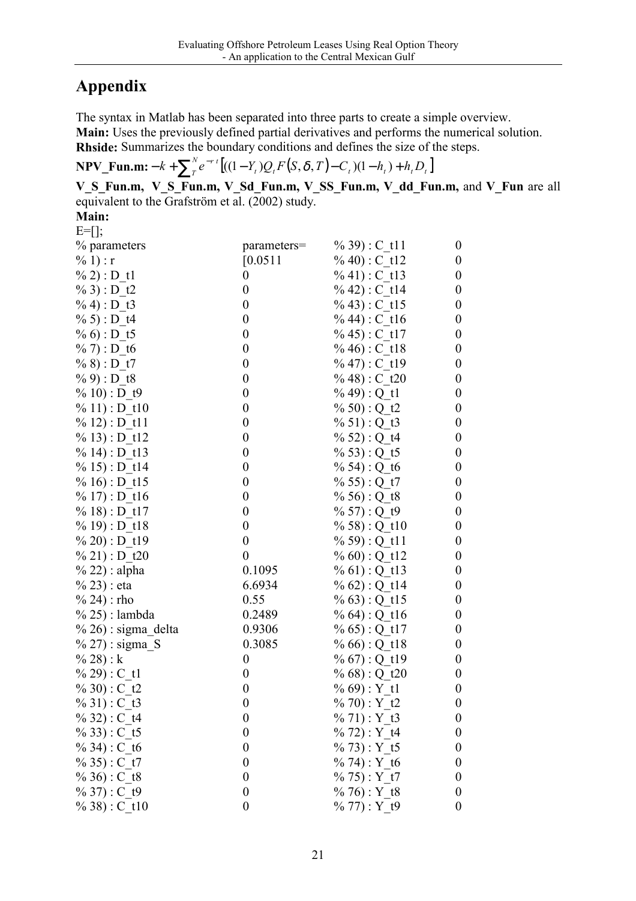# Appendix

The syntax in Matlab has been separated into three parts to create a simple overview.
**Main:** Uses the previously defined partial derivatives and performs the numerical solution.
**Rhside:** Summarizes the boundary conditions and defines the size of the steps.
**NPV_Fun.m:** $-k+\sum_{T}^{N} e^{-r\,t}\left[((1-Y_t)Q_t F(S,\delta,T)-C_t)(1-h_t)+h_t D_t\right]$

**V_S_Fun.m, V_S_Fun.m, V_Sd_Fun.m, V_SS_Fun.m, V_dd_Fun.m,** and **V_Fun** are all equivalent to the Grafström et al. (2002) study.

**Main:**

```
E=[];
% parameters          parameters=     % 39) : C_t11      0
% 1) : r              [0.0511         % 40) : C_t12      0
% 2) : D_t1           0               % 41) : C_t13      0
% 3) : D_t2           0               % 42) : C_t14      0
% 4) : D_t3           0               % 43) : C_t15      0
% 5) : D_t4           0               % 44) : C_t16      0
% 6) : D_t5           0               % 45) : C_t17      0
% 7) : D_t6           0               % 46) : C_t18      0
% 8) : D_t7           0               % 47) : C_t19      0
% 9) : D_t8           0               % 48) : C_t20      0
% 10) : D_t9          0               % 49) : Q_t1       0
% 11) : D_t10         0               % 50) : Q_t2       0
% 12) : D_t11         0               % 51) : Q_t3       0
% 13) : D_t12         0               % 52) : Q_t4       0
% 14) : D_t13         0               % 53) : Q_t5       0
% 15) : D_t14         0               % 54) : Q_t6       0
% 16) : D_t15         0               % 55) : Q_t7       0
% 17) : D_t16         0               % 56) : Q_t8       0
% 18) : D_t17         0               % 57) : Q_t9       0
% 19) : D_t18         0               % 58) : Q_t10      0
% 20) : D_t19         0               % 59) : Q_t11      0
% 21) : D_t20         0               % 60) : Q_t12      0
% 22) : alpha         0.1095          % 61) : Q_t13      0
% 23) : eta           6.6934          % 62) : Q_t14      0
% 24) : rho           0.55            % 63) : Q_t15      0
% 25) : lambda        0.2489          % 64) : Q_t16      0
% 26) : sigma_delta   0.9306          % 65) : Q_t17      0
% 27) : sigma_S       0.3085          % 66) : Q_t18      0
% 28) : k             0               % 67) : Q_t19      0
% 29) : C_t1          0               % 68) : Q_t20      0
% 30) : C_t2          0               % 69) : Y_t1       0
% 31) : C_t3          0               % 70) : Y_t2       0
% 32) : C_t4          0               % 71) : Y_t3       0
% 33) : C_t5          0               % 72) : Y_t4       0
% 34) : C_t6          0               % 73) : Y_t5       0
% 35) : C_t7          0               % 74) : Y_t6       0
% 36) : C_t8          0               % 75) : Y_t7       0
% 37) : C_t9          0               % 76) : Y_t8       0
% 38) : C_t10         0               % 77) : Y_t9       0
```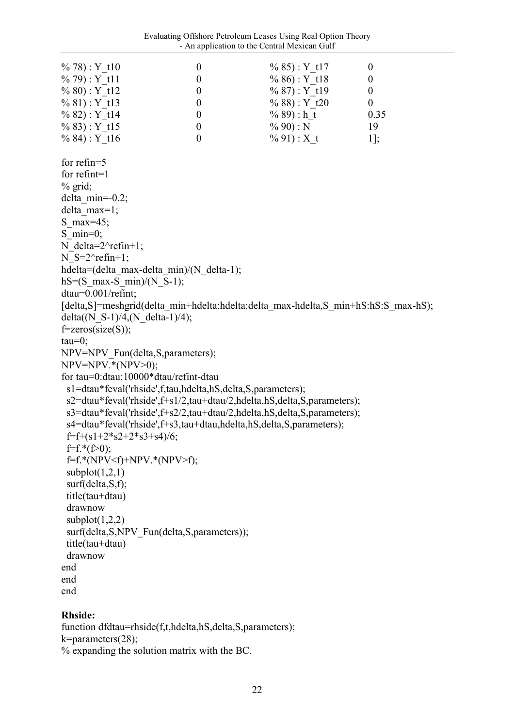```
% 78) : Y_t10        0            % 85) : Y_t17       0
% 79) : Y_t11        0            % 86) : Y_t18       0
% 80) : Y_t12        0            % 87) : Y_t19       0
% 81) : Y_t13        0            % 88) : Y_t20       0
% 82) : Y_t14        0            % 89) : h_t         0.35
% 83) : Y_t15        0            % 90) : N           19
% 84) : Y_t16        0            % 91) : X_t         1];

for refin=5
for refint=1
% grid;
delta_min=-0.2;
delta_max=1;
S_max=45;
S_min=0;
N_delta=2^refin+1;
N_S=2^refin+1;
hdelta=(delta_max-delta_min)/(N_delta-1);
hS=(S_max-S_min)/(N_S-1);
dtau=0.001/refint;
[delta,S]=meshgrid(delta_min+hdelta:hdelta:delta_max-hdelta,S_min+hS:hS:S_max-hS);
delta((N_S-1)/4,(N_delta-1)/4);
f=zeros(size(S));
tau=0;
NPV=NPV_Fun(delta,S,parameters);
NPV=NPV.*(NPV>0);
for tau=0:dtau:10000*dtau/refint-dtau
  s1=dtau*feval('rhside',f,tau,hdelta,hS,delta,S,parameters);
  s2=dtau*feval('rhside',f+s1/2,tau+dtau/2,hdelta,hS,delta,S,parameters);
  s3=dtau*feval('rhside',f+s2/2,tau+dtau/2,hdelta,hS,delta,S,parameters);
  s4=dtau*feval('rhside',f+s3,tau+dtau,hdelta,hS,delta,S,parameters);
  f=f+(s1+2*s2+2*s3+s4)/6;
  f=f.*(f>0);
  f=f.*(NPV<f)+NPV.*(NPV>f);
  subplot(1,2,1)
  surf(delta,S,f);
  title(tau+dtau)
  drawnow
  subplot(1,2,2)
  surf(delta,S,NPV_Fun(delta,S,parameters));
  title(tau+dtau)
  drawnow
end
end
end
```

**Rhside:**

```
function dfdtau=rhside(f,t,hdelta,hS,delta,S,parameters);
k=parameters(28);
% expanding the solution matrix with the BC.
```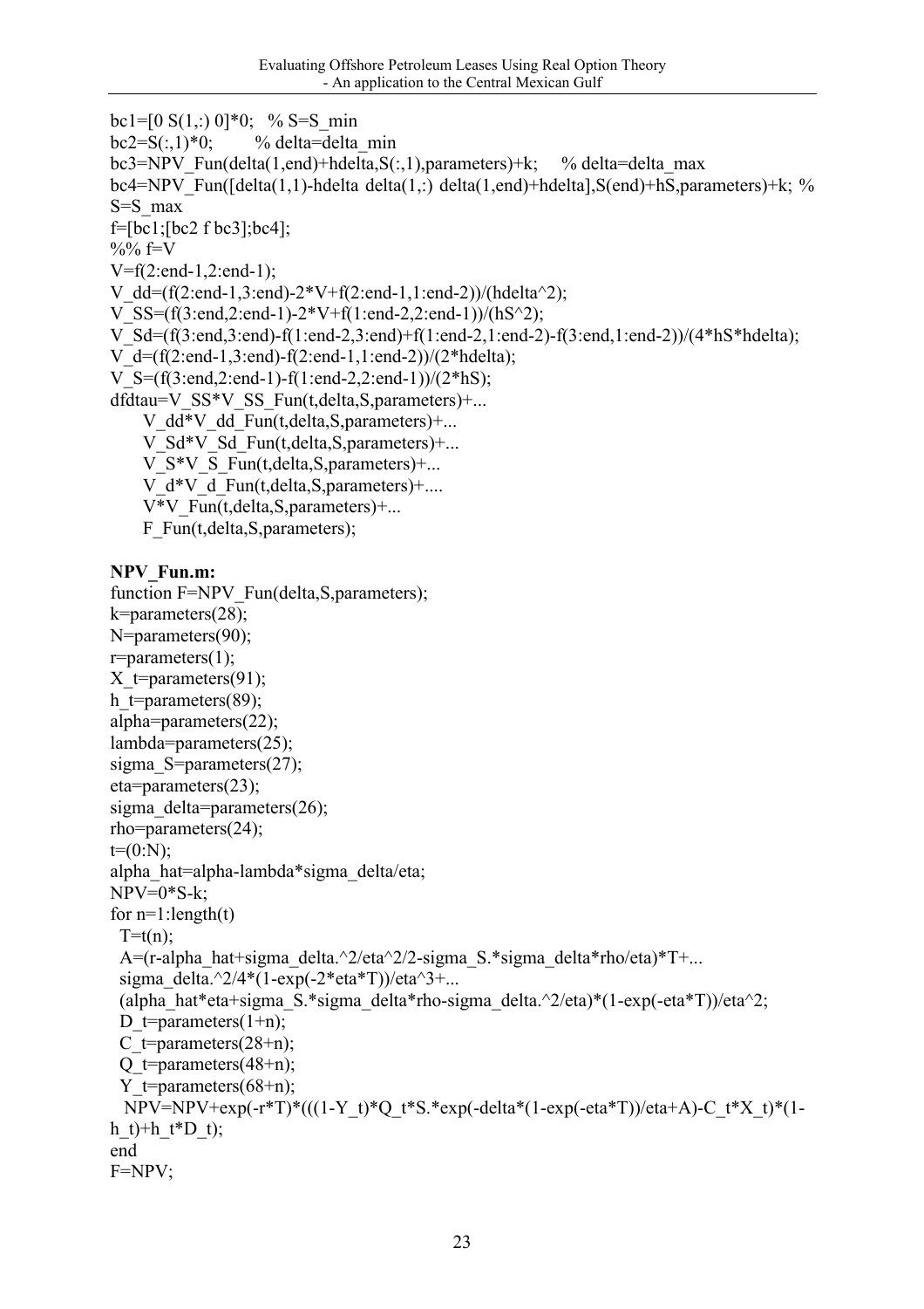```
bc1=[0 S(1,:) 0]*0;   % S=S_min
bc2=S(:,1)*0;         % delta=delta_min
bc3=NPV_Fun(delta(1,end)+hdelta,S(:,1),parameters)+k;     % delta=delta_max
bc4=NPV_Fun([delta(1,1)-hdelta delta(1,:) delta(1,end)+hdelta],S(end)+hS,parameters)+k; %
S=S_max
f=[bc1;[bc2 f bc3];bc4];
%% f=V
V=f(2:end-1,2:end-1);
V_dd=(f(2:end-1,3:end)-2*V+f(2:end-1,1:end-2))/(hdelta^2);
V_SS=(f(3:end,2:end-1)-2*V+f(1:end-2,2:end-1))/(hS^2);
V_Sd=(f(3:end,3:end)-f(1:end-2,3:end)+f(1:end-2,1:end-2)-f(3:end,1:end-2))/(4*hS*hdelta);
V_d=(f(2:end-1,3:end)-f(2:end-1,1:end-2))/(2*hdelta);
V_S=(f(3:end,2:end-1)-f(1:end-2,2:end-1))/(2*hS);
dfdtau=V_SS*V_SS_Fun(t,delta,S,parameters)+...
      V_dd*V_dd_Fun(t,delta,S,parameters)+...
      V_Sd*V_Sd_Fun(t,delta,S,parameters)+...
      V_S*V_S_Fun(t,delta,S,parameters)+...
      V_d*V_d_Fun(t,delta,S,parameters)+....
      V*V_Fun(t,delta,S,parameters)+...
      F_Fun(t,delta,S,parameters);
```

**NPV_Fun.m:**

```
function F=NPV_Fun(delta,S,parameters);
k=parameters(28);
N=parameters(90);
r=parameters(1);
X_t=parameters(91);
h_t=parameters(89);
alpha=parameters(22);
lambda=parameters(25);
sigma_S=parameters(27);
eta=parameters(23);
sigma_delta=parameters(26);
rho=parameters(24);
t=(0:N);
alpha_hat=alpha-lambda*sigma_delta/eta;
NPV=0*S-k;
for n=1:length(t)
  T=t(n);
  A=(r-alpha_hat+sigma_delta.^2/eta^2/2-sigma_S.*sigma_delta*rho/eta)*T+...
  sigma_delta.^2/4*(1-exp(-2*eta*T))/eta^3+...
  (alpha_hat*eta+sigma_S.*sigma_delta*rho-sigma_delta.^2/eta)*(1-exp(-eta*T))/eta^2;
  D_t=parameters(1+n);
  C_t=parameters(28+n);
  Q_t=parameters(48+n);
  Y_t=parameters(68+n);
   NPV=NPV+exp(-r*T)*(((1-Y_t)*Q_t*S.*exp(-delta*(1-exp(-eta*T))/eta+A)-C_t*X_t)*(1-
h_t)+h_t*D_t);
end
F=NPV;
```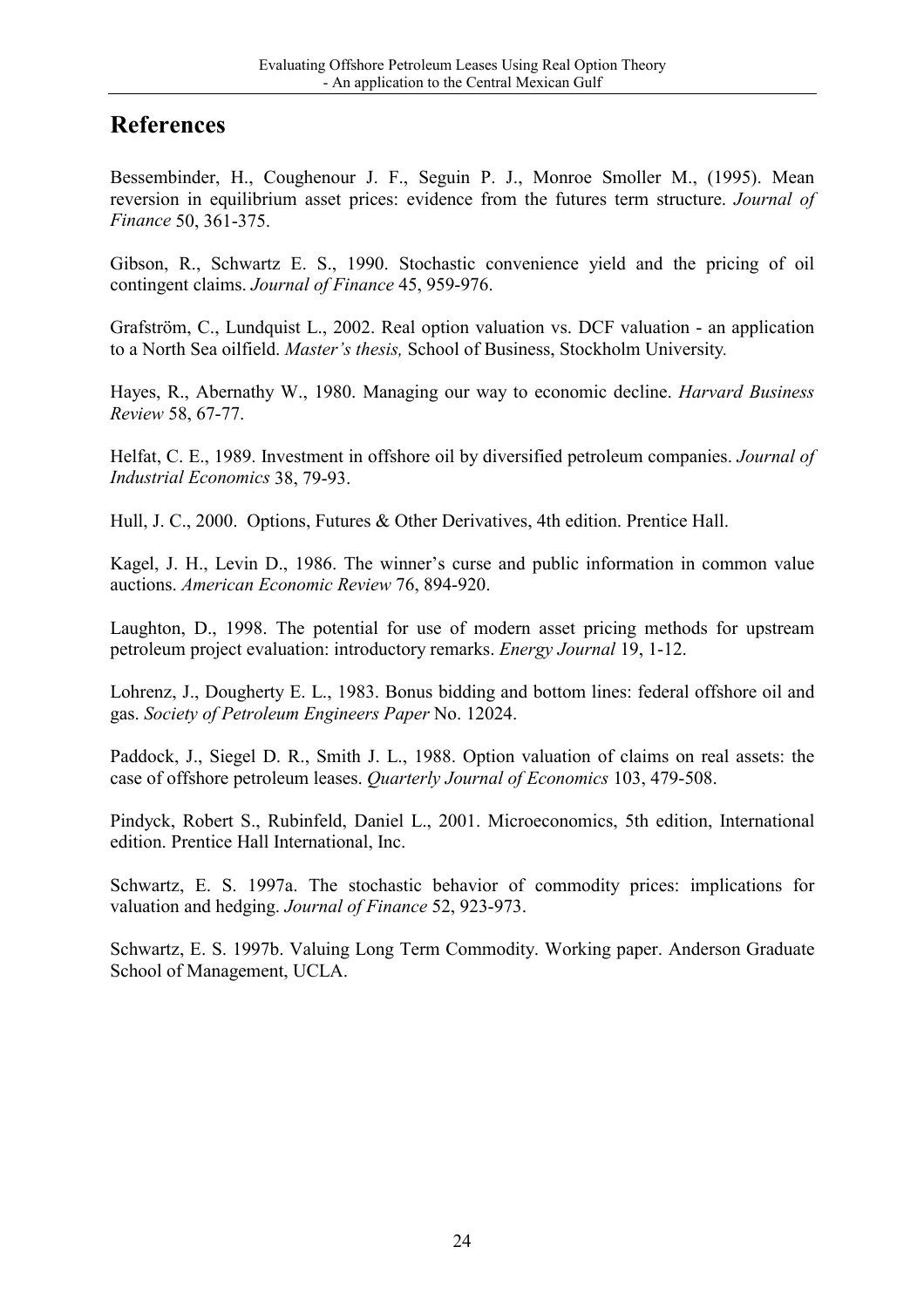# References

Bessembinder, H., Coughenour J. F., Seguin P. J., Monroe Smoller M., (1995). Mean reversion in equilibrium asset prices: evidence from the futures term structure. *Journal of Finance* 50, 361-375.

Gibson, R., Schwartz E. S., 1990. Stochastic convenience yield and the pricing of oil contingent claims. *Journal of Finance* 45, 959-976.

Grafström, C., Lundquist L., 2002. Real option valuation vs. DCF valuation - an application to a North Sea oilfield. *Master's thesis,* School of Business, Stockholm University.

Hayes, R., Abernathy W., 1980. Managing our way to economic decline. *Harvard Business Review* 58, 67-77.

Helfat, C. E., 1989. Investment in offshore oil by diversified petroleum companies. *Journal of Industrial Economics* 38, 79-93.

Hull, J. C., 2000. Options, Futures & Other Derivatives, 4th edition. Prentice Hall.

Kagel, J. H., Levin D., 1986. The winner's curse and public information in common value auctions. *American Economic Review* 76, 894-920.

Laughton, D., 1998. The potential for use of modern asset pricing methods for upstream petroleum project evaluation: introductory remarks. *Energy Journal* 19, 1-12.

Lohrenz, J., Dougherty E. L., 1983. Bonus bidding and bottom lines: federal offshore oil and gas. *Society of Petroleum Engineers Paper* No. 12024.

Paddock, J., Siegel D. R., Smith J. L., 1988. Option valuation of claims on real assets: the case of offshore petroleum leases. *Quarterly Journal of Economics* 103, 479-508.

Pindyck, Robert S., Rubinfeld, Daniel L., 2001. Microeconomics, 5th edition, International edition. Prentice Hall International, Inc.

Schwartz, E. S. 1997a. The stochastic behavior of commodity prices: implications for valuation and hedging. *Journal of Finance* 52, 923-973.

Schwartz, E. S. 1997b. Valuing Long Term Commodity. Working paper. Anderson Graduate School of Management, UCLA.